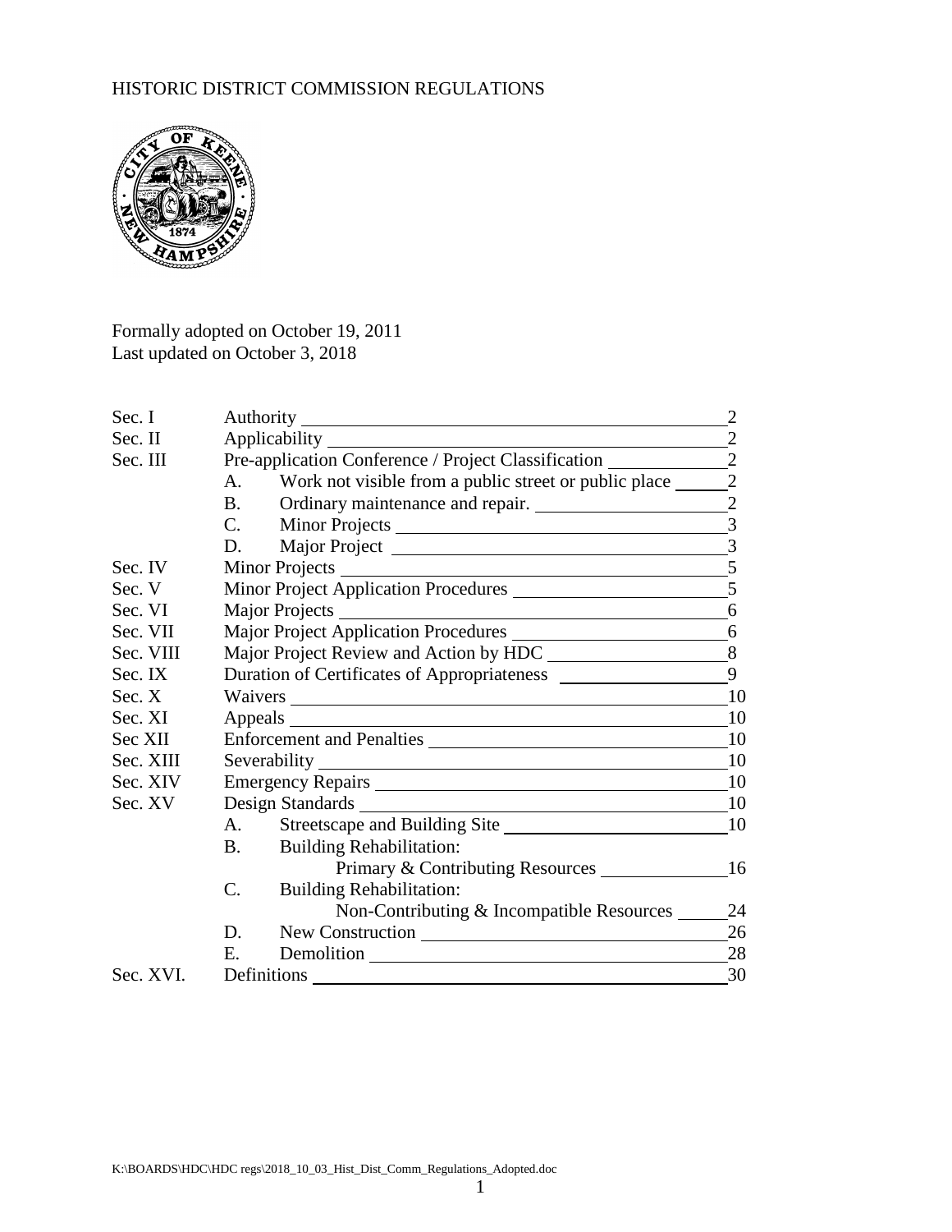# HISTORIC DISTRICT COMMISSION REGULATIONS

Formally adopted on October 19, 2011
Last updated on October 3, 2018

| | | Page |
|---|---|---|
| Sec. I | Authority | 2 |
| Sec. II | Applicability | 2 |
| Sec. III | Pre-application Conference / Project Classification | 2 |
| | A. Work not visible from a public street or public place | 2 |
| | B. Ordinary maintenance and repair. | 2 |
| | C. Minor Projects | 3 |
| | D. Major Project | 3 |
| Sec. IV | Minor Projects | 5 |
| Sec. V | Minor Project Application Procedures | 5 |
| Sec. VI | Major Projects | 6 |
| Sec. VII | Major Project Application Procedures | 6 |
| Sec. VIII | Major Project Review and Action by HDC | 8 |
| Sec. IX | Duration of Certificates of Appropriateness | 9 |
| Sec. X | Waivers | 10 |
| Sec. XI | Appeals | 10 |
| Sec XII | Enforcement and Penalties | 10 |
| Sec. XIII | Severability | 10 |
| Sec. XIV | Emergency Repairs | 10 |
| Sec. XV | Design Standards | 10 |
| | A. Streetscape and Building Site | 10 |
| | B. Building Rehabilitation: Primary & Contributing Resources | 16 |
| | C. Building Rehabilitation: Non-Contributing & Incompatible Resources | 24 |
| | D. New Construction | 26 |
| | E. Demolition | 28 |
| Sec. XVI. | Definitions | 30 |

K:\BOARDS\HDC\HDC regs\2018_10_03_Hist_Dist_Comm_Regulations_Adopted.doc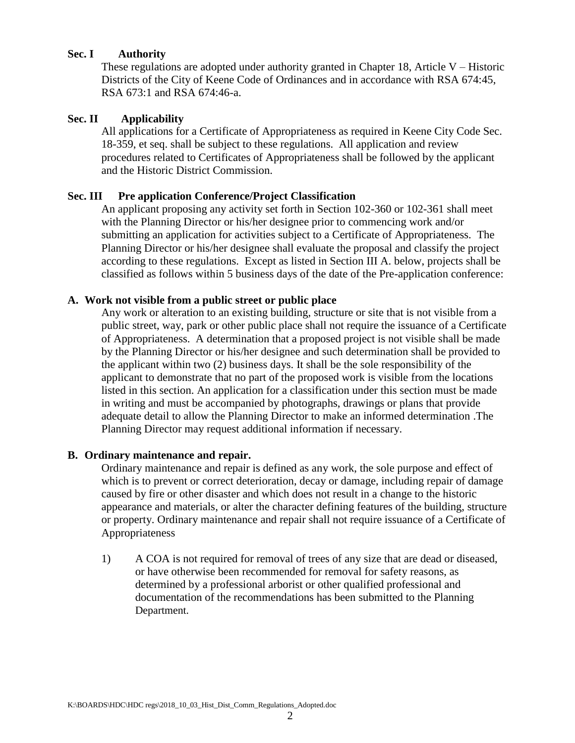**Sec. I Authority**

These regulations are adopted under authority granted in Chapter 18, Article V – Historic Districts of the City of Keene Code of Ordinances and in accordance with RSA 674:45, RSA 673:1 and RSA 674:46-a.

**Sec. II Applicability**

All applications for a Certificate of Appropriateness as required in Keene City Code Sec. 18-359, et seq. shall be subject to these regulations. All application and review procedures related to Certificates of Appropriateness shall be followed by the applicant and the Historic District Commission.

**Sec. III Pre application Conference/Project Classification**

An applicant proposing any activity set forth in Section 102-360 or 102-361 shall meet with the Planning Director or his/her designee prior to commencing work and/or submitting an application for activities subject to a Certificate of Appropriateness. The Planning Director or his/her designee shall evaluate the proposal and classify the project according to these regulations. Except as listed in Section III A. below, projects shall be classified as follows within 5 business days of the date of the Pre-application conference:

**A. Work not visible from a public street or public place**

Any work or alteration to an existing building, structure or site that is not visible from a public street, way, park or other public place shall not require the issuance of a Certificate of Appropriateness. A determination that a proposed project is not visible shall be made by the Planning Director or his/her designee and such determination shall be provided to the applicant within two (2) business days. It shall be the sole responsibility of the applicant to demonstrate that no part of the proposed work is visible from the locations listed in this section. An application for a classification under this section must be made in writing and must be accompanied by photographs, drawings or plans that provide adequate detail to allow the Planning Director to make an informed determination .The Planning Director may request additional information if necessary.

**B. Ordinary maintenance and repair.**

Ordinary maintenance and repair is defined as any work, the sole purpose and effect of which is to prevent or correct deterioration, decay or damage, including repair of damage caused by fire or other disaster and which does not result in a change to the historic appearance and materials, or alter the character defining features of the building, structure or property. Ordinary maintenance and repair shall not require issuance of a Certificate of Appropriateness

1) A COA is not required for removal of trees of any size that are dead or diseased, or have otherwise been recommended for removal for safety reasons, as determined by a professional arborist or other qualified professional and documentation of the recommendations has been submitted to the Planning Department.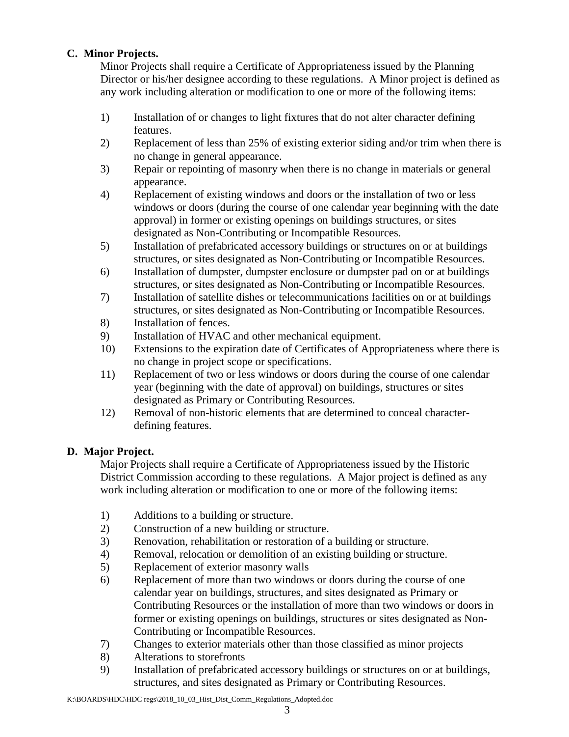**C. Minor Projects.**

Minor Projects shall require a Certificate of Appropriateness issued by the Planning Director or his/her designee according to these regulations. A Minor project is defined as any work including alteration or modification to one or more of the following items:

1) Installation of or changes to light fixtures that do not alter character defining features.
2) Replacement of less than 25% of existing exterior siding and/or trim when there is no change in general appearance.
3) Repair or repointing of masonry when there is no change in materials or general appearance.
4) Replacement of existing windows and doors or the installation of two or less windows or doors (during the course of one calendar year beginning with the date approval) in former or existing openings on buildings structures, or sites designated as Non-Contributing or Incompatible Resources.
5) Installation of prefabricated accessory buildings or structures on or at buildings structures, or sites designated as Non-Contributing or Incompatible Resources.
6) Installation of dumpster, dumpster enclosure or dumpster pad on or at buildings structures, or sites designated as Non-Contributing or Incompatible Resources.
7) Installation of satellite dishes or telecommunications facilities on or at buildings structures, or sites designated as Non-Contributing or Incompatible Resources.
8) Installation of fences.
9) Installation of HVAC and other mechanical equipment.
10) Extensions to the expiration date of Certificates of Appropriateness where there is no change in project scope or specifications.
11) Replacement of two or less windows or doors during the course of one calendar year (beginning with the date of approval) on buildings, structures or sites designated as Primary or Contributing Resources.
12) Removal of non-historic elements that are determined to conceal character-defining features.

**D. Major Project.**

Major Projects shall require a Certificate of Appropriateness issued by the Historic District Commission according to these regulations. A Major project is defined as any work including alteration or modification to one or more of the following items:

1) Additions to a building or structure.
2) Construction of a new building or structure.
3) Renovation, rehabilitation or restoration of a building or structure.
4) Removal, relocation or demolition of an existing building or structure.
5) Replacement of exterior masonry walls
6) Replacement of more than two windows or doors during the course of one calendar year on buildings, structures, and sites designated as Primary or Contributing Resources or the installation of more than two windows or doors in former or existing openings on buildings, structures or sites designated as Non-Contributing or Incompatible Resources.
7) Changes to exterior materials other than those classified as minor projects
8) Alterations to storefronts
9) Installation of prefabricated accessory buildings or structures on or at buildings, structures, and sites designated as Primary or Contributing Resources.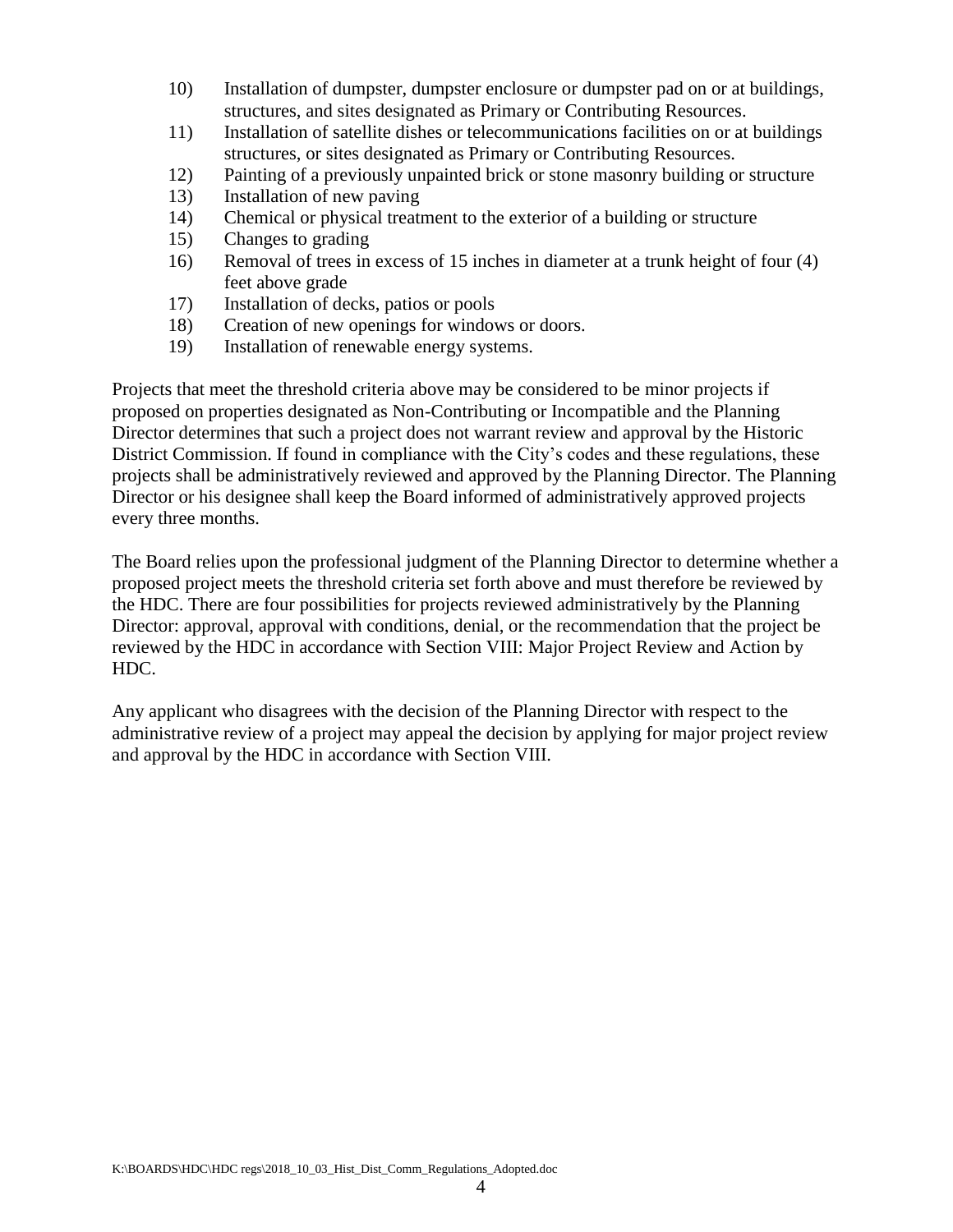10) Installation of dumpster, dumpster enclosure or dumpster pad on or at buildings, structures, and sites designated as Primary or Contributing Resources.
11) Installation of satellite dishes or telecommunications facilities on or at buildings structures, or sites designated as Primary or Contributing Resources.
12) Painting of a previously unpainted brick or stone masonry building or structure
13) Installation of new paving
14) Chemical or physical treatment to the exterior of a building or structure
15) Changes to grading
16) Removal of trees in excess of 15 inches in diameter at a trunk height of four (4) feet above grade
17) Installation of decks, patios or pools
18) Creation of new openings for windows or doors.
19) Installation of renewable energy systems.

Projects that meet the threshold criteria above may be considered to be minor projects if proposed on properties designated as Non-Contributing or Incompatible and the Planning Director determines that such a project does not warrant review and approval by the Historic District Commission. If found in compliance with the City's codes and these regulations, these projects shall be administratively reviewed and approved by the Planning Director. The Planning Director or his designee shall keep the Board informed of administratively approved projects every three months.

The Board relies upon the professional judgment of the Planning Director to determine whether a proposed project meets the threshold criteria set forth above and must therefore be reviewed by the HDC. There are four possibilities for projects reviewed administratively by the Planning Director: approval, approval with conditions, denial, or the recommendation that the project be reviewed by the HDC in accordance with Section VIII: Major Project Review and Action by HDC.

Any applicant who disagrees with the decision of the Planning Director with respect to the administrative review of a project may appeal the decision by applying for major project review and approval by the HDC in accordance with Section VIII.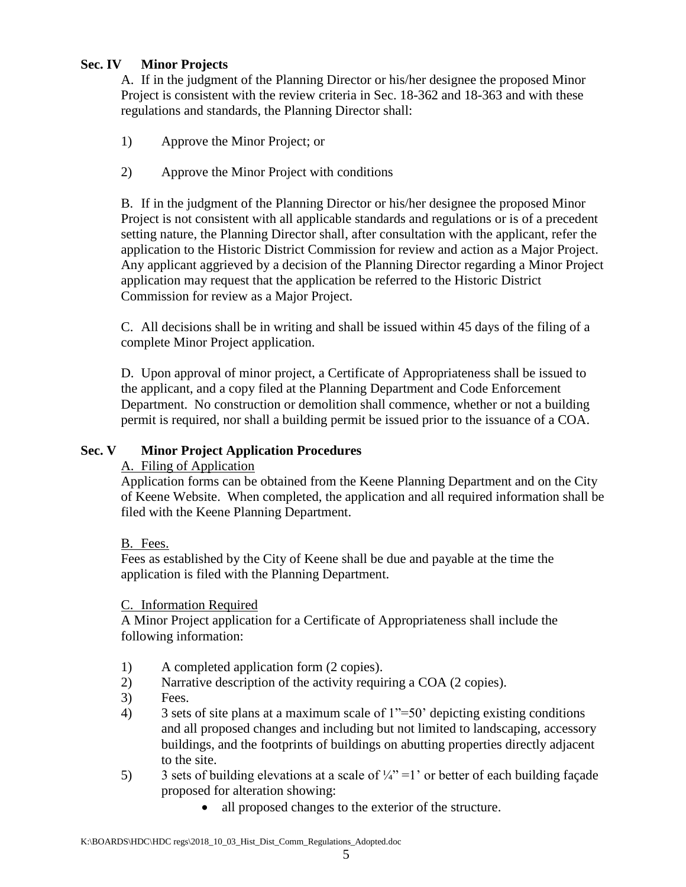## Sec. IV Minor Projects

A. If in the judgment of the Planning Director or his/her designee the proposed Minor Project is consistent with the review criteria in Sec. 18-362 and 18-363 and with these regulations and standards, the Planning Director shall:

1) Approve the Minor Project; or

2) Approve the Minor Project with conditions

B. If in the judgment of the Planning Director or his/her designee the proposed Minor Project is not consistent with all applicable standards and regulations or is of a precedent setting nature, the Planning Director shall, after consultation with the applicant, refer the application to the Historic District Commission for review and action as a Major Project. Any applicant aggrieved by a decision of the Planning Director regarding a Minor Project application may request that the application be referred to the Historic District Commission for review as a Major Project.

C. All decisions shall be in writing and shall be issued within 45 days of the filing of a complete Minor Project application.

D. Upon approval of minor project, a Certificate of Appropriateness shall be issued to the applicant, and a copy filed at the Planning Department and Code Enforcement Department. No construction or demolition shall commence, whether or not a building permit is required, nor shall a building permit be issued prior to the issuance of a COA.

## Sec. V Minor Project Application Procedures

A. Filing of Application

Application forms can be obtained from the Keene Planning Department and on the City of Keene Website. When completed, the application and all required information shall be filed with the Keene Planning Department.

B. Fees.

Fees as established by the City of Keene shall be due and payable at the time the application is filed with the Planning Department.

C. Information Required

A Minor Project application for a Certificate of Appropriateness shall include the following information:

1) A completed application form (2 copies).
2) Narrative description of the activity requiring a COA (2 copies).
3) Fees.
4) 3 sets of site plans at a maximum scale of 1"=50' depicting existing conditions and all proposed changes and including but not limited to landscaping, accessory buildings, and the footprints of buildings on abutting properties directly adjacent to the site.
5) 3 sets of building elevations at a scale of ¼" =1' or better of each building façade proposed for alteration showing:
   - all proposed changes to the exterior of the structure.

K:\BOARDS\HDC\HDC regs\2018_10_03_Hist_Dist_Comm_Regulations_Adopted.doc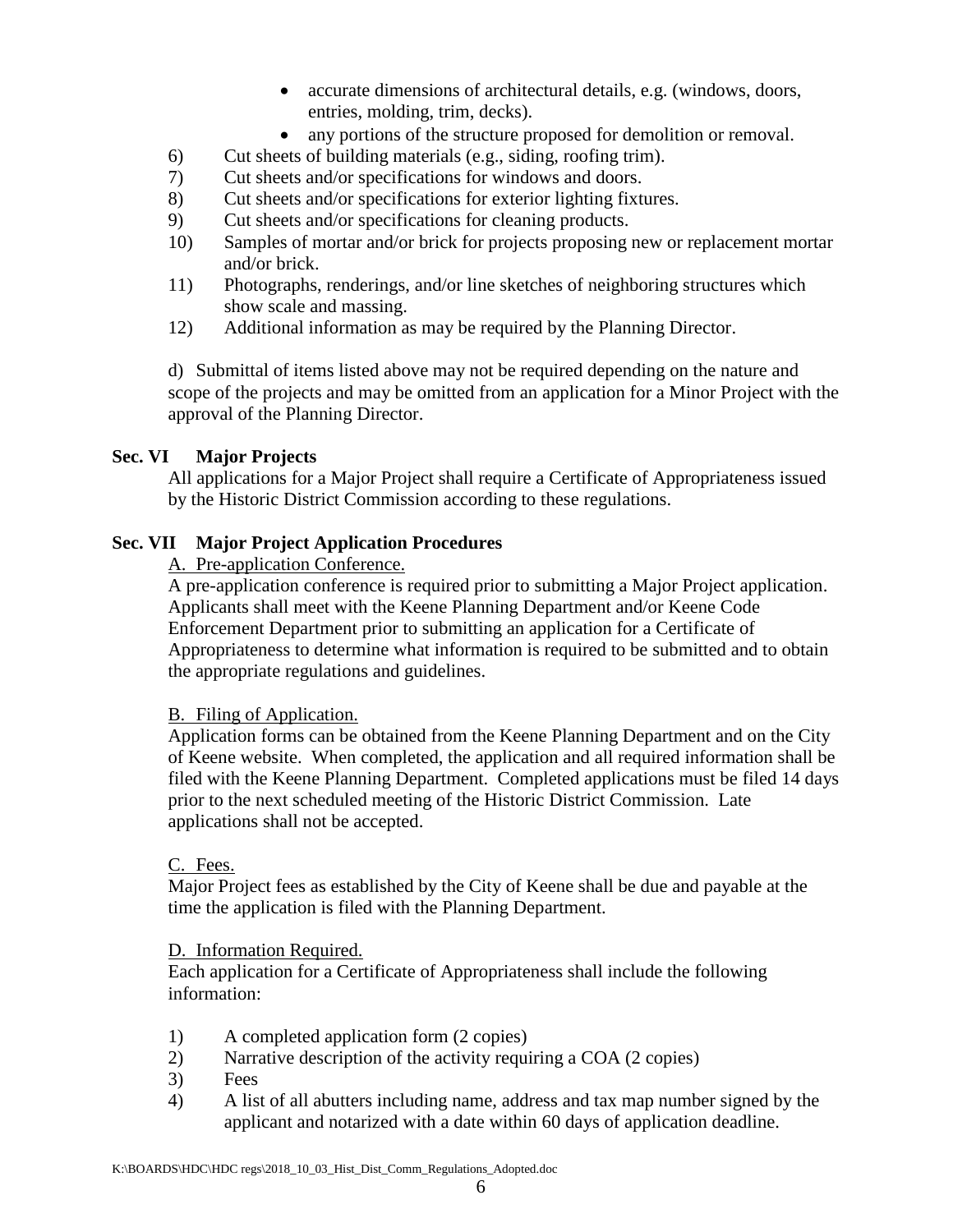- accurate dimensions of architectural details, e.g. (windows, doors, entries, molding, trim, decks).
- any portions of the structure proposed for demolition or removal.

6) Cut sheets of building materials (e.g., siding, roofing trim).
7) Cut sheets and/or specifications for windows and doors.
8) Cut sheets and/or specifications for exterior lighting fixtures.
9) Cut sheets and/or specifications for cleaning products.
10) Samples of mortar and/or brick for projects proposing new or replacement mortar and/or brick.
11) Photographs, renderings, and/or line sketches of neighboring structures which show scale and massing.
12) Additional information as may be required by the Planning Director.

d) Submittal of items listed above may not be required depending on the nature and scope of the projects and may be omitted from an application for a Minor Project with the approval of the Planning Director.

**Sec. VI Major Projects**

All applications for a Major Project shall require a Certificate of Appropriateness issued by the Historic District Commission according to these regulations.

**Sec. VII Major Project Application Procedures**

A. Pre-application Conference.

A pre-application conference is required prior to submitting a Major Project application. Applicants shall meet with the Keene Planning Department and/or Keene Code Enforcement Department prior to submitting an application for a Certificate of Appropriateness to determine what information is required to be submitted and to obtain the appropriate regulations and guidelines.

B. Filing of Application.

Application forms can be obtained from the Keene Planning Department and on the City of Keene website. When completed, the application and all required information shall be filed with the Keene Planning Department. Completed applications must be filed 14 days prior to the next scheduled meeting of the Historic District Commission. Late applications shall not be accepted.

C. Fees.

Major Project fees as established by the City of Keene shall be due and payable at the time the application is filed with the Planning Department.

D. Information Required.

Each application for a Certificate of Appropriateness shall include the following information:

1) A completed application form (2 copies)
2) Narrative description of the activity requiring a COA (2 copies)
3) Fees
4) A list of all abutters including name, address and tax map number signed by the applicant and notarized with a date within 60 days of application deadline.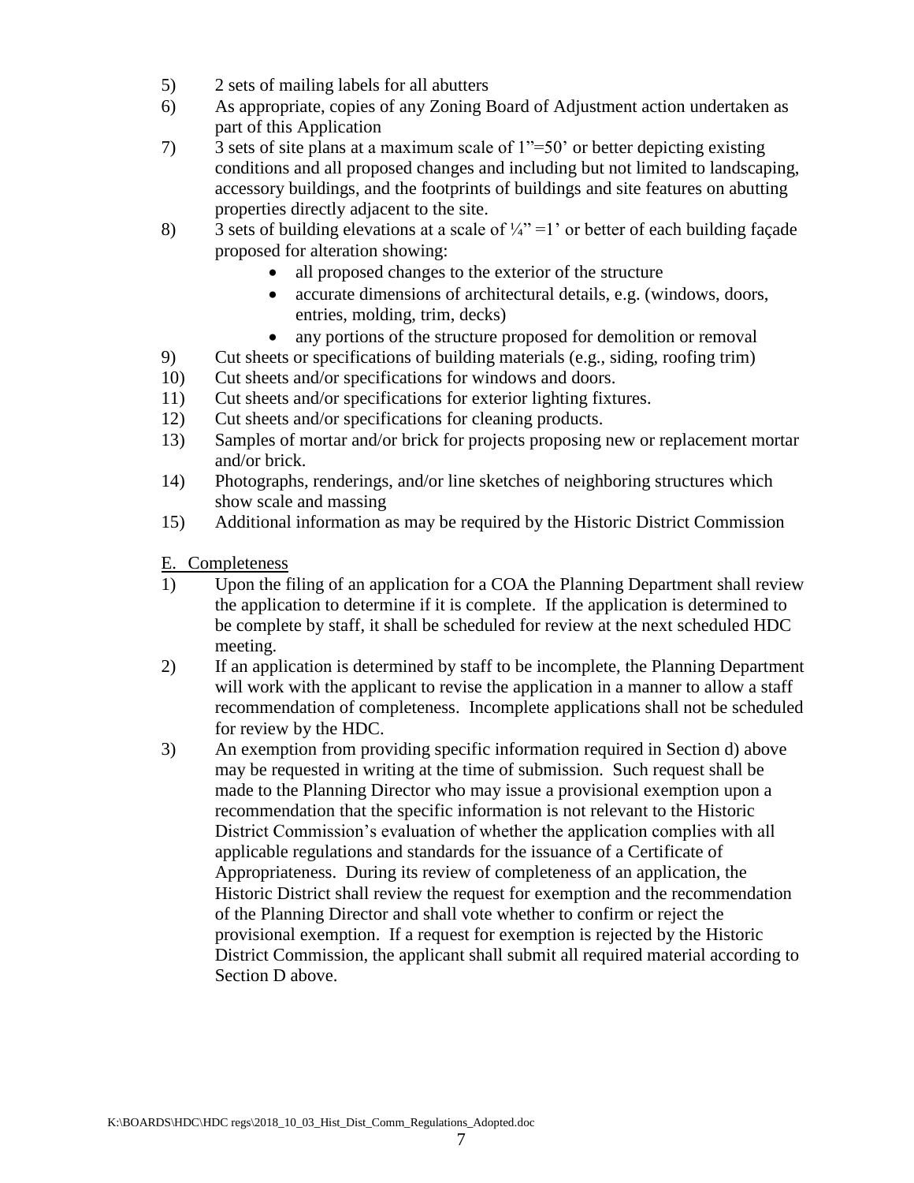5) 2 sets of mailing labels for all abutters
6) As appropriate, copies of any Zoning Board of Adjustment action undertaken as part of this Application
7) 3 sets of site plans at a maximum scale of 1"=50' or better depicting existing conditions and all proposed changes and including but not limited to landscaping, accessory buildings, and the footprints of buildings and site features on abutting properties directly adjacent to the site.
8) 3 sets of building elevations at a scale of ¼" =1' or better of each building façade proposed for alteration showing:
   - all proposed changes to the exterior of the structure
   - accurate dimensions of architectural details, e.g. (windows, doors, entries, molding, trim, decks)
   - any portions of the structure proposed for demolition or removal
9) Cut sheets or specifications of building materials (e.g., siding, roofing trim)
10) Cut sheets and/or specifications for windows and doors.
11) Cut sheets and/or specifications for exterior lighting fixtures.
12) Cut sheets and/or specifications for cleaning products.
13) Samples of mortar and/or brick for projects proposing new or replacement mortar and/or brick.
14) Photographs, renderings, and/or line sketches of neighboring structures which show scale and massing
15) Additional information as may be required by the Historic District Commission

E. Completeness

1) Upon the filing of an application for a COA the Planning Department shall review the application to determine if it is complete. If the application is determined to be complete by staff, it shall be scheduled for review at the next scheduled HDC meeting.
2) If an application is determined by staff to be incomplete, the Planning Department will work with the applicant to revise the application in a manner to allow a staff recommendation of completeness. Incomplete applications shall not be scheduled for review by the HDC.
3) An exemption from providing specific information required in Section d) above may be requested in writing at the time of submission. Such request shall be made to the Planning Director who may issue a provisional exemption upon a recommendation that the specific information is not relevant to the Historic District Commission's evaluation of whether the application complies with all applicable regulations and standards for the issuance of a Certificate of Appropriateness. During its review of completeness of an application, the Historic District shall review the request for exemption and the recommendation of the Planning Director and shall vote whether to confirm or reject the provisional exemption. If a request for exemption is rejected by the Historic District Commission, the applicant shall submit all required material according to Section D above.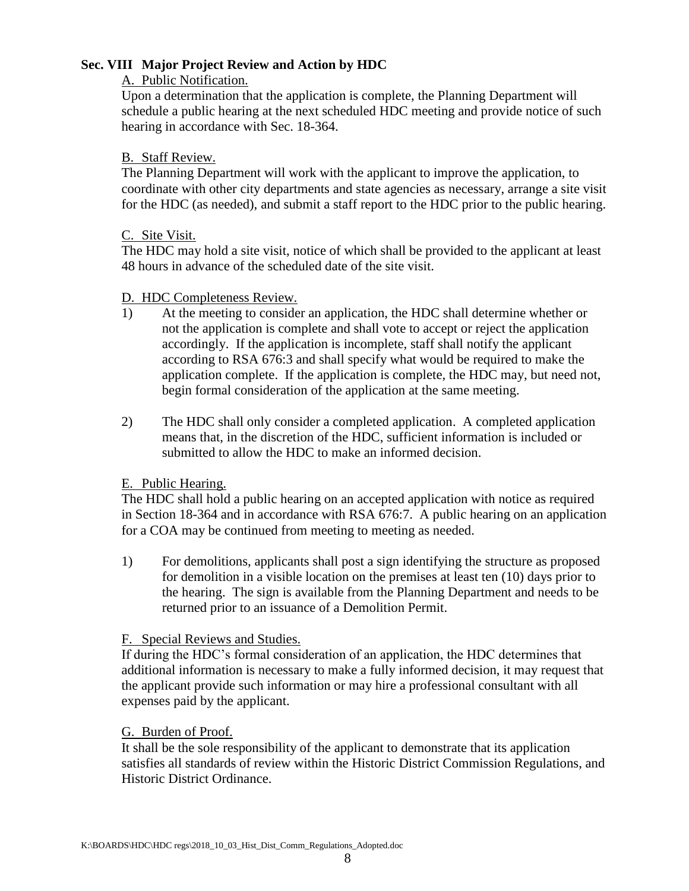## Sec. VIII Major Project Review and Action by HDC

A. Public Notification.

Upon a determination that the application is complete, the Planning Department will schedule a public hearing at the next scheduled HDC meeting and provide notice of such hearing in accordance with Sec. 18-364.

B. Staff Review.

The Planning Department will work with the applicant to improve the application, to coordinate with other city departments and state agencies as necessary, arrange a site visit for the HDC (as needed), and submit a staff report to the HDC prior to the public hearing.

C. Site Visit.

The HDC may hold a site visit, notice of which shall be provided to the applicant at least 48 hours in advance of the scheduled date of the site visit.

D. HDC Completeness Review.

1) At the meeting to consider an application, the HDC shall determine whether or not the application is complete and shall vote to accept or reject the application accordingly. If the application is incomplete, staff shall notify the applicant according to RSA 676:3 and shall specify what would be required to make the application complete. If the application is complete, the HDC may, but need not, begin formal consideration of the application at the same meeting.

2) The HDC shall only consider a completed application. A completed application means that, in the discretion of the HDC, sufficient information is included or submitted to allow the HDC to make an informed decision.

E. Public Hearing.

The HDC shall hold a public hearing on an accepted application with notice as required in Section 18-364 and in accordance with RSA 676:7. A public hearing on an application for a COA may be continued from meeting to meeting as needed.

1) For demolitions, applicants shall post a sign identifying the structure as proposed for demolition in a visible location on the premises at least ten (10) days prior to the hearing. The sign is available from the Planning Department and needs to be returned prior to an issuance of a Demolition Permit.

F. Special Reviews and Studies.

If during the HDC's formal consideration of an application, the HDC determines that additional information is necessary to make a fully informed decision, it may request that the applicant provide such information or may hire a professional consultant with all expenses paid by the applicant.

G. Burden of Proof.

It shall be the sole responsibility of the applicant to demonstrate that its application satisfies all standards of review within the Historic District Commission Regulations, and Historic District Ordinance.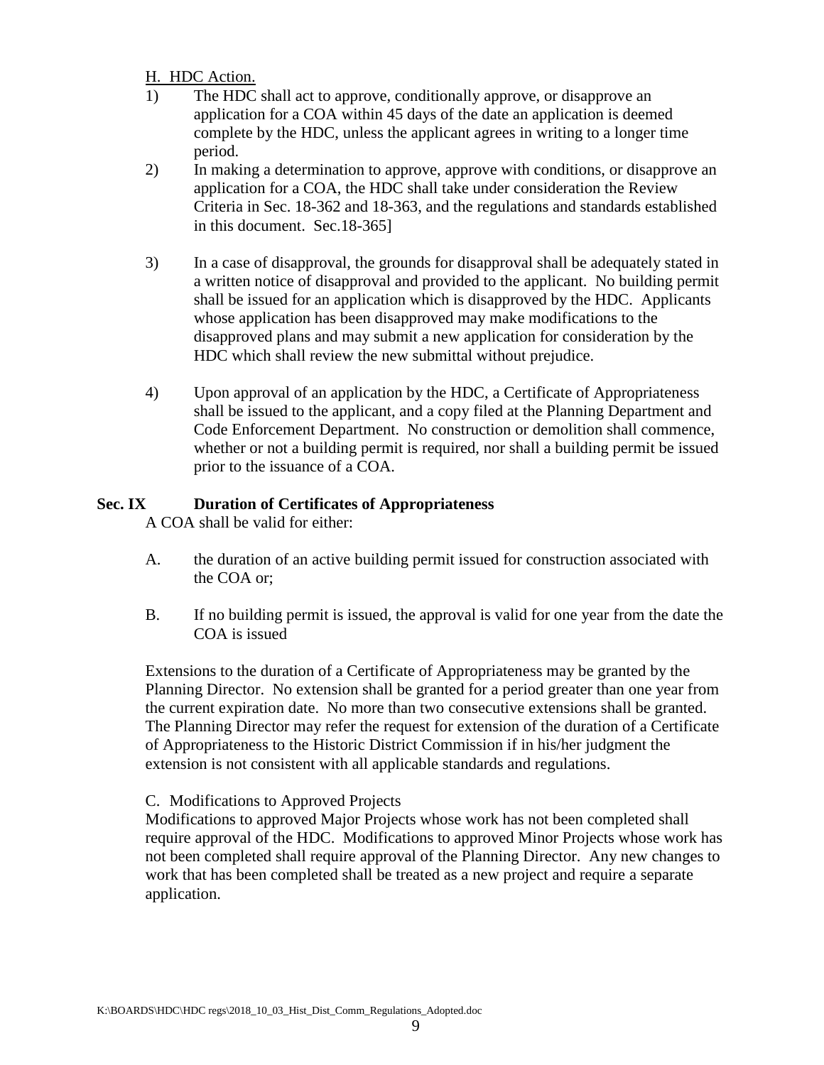H. HDC Action.

1) The HDC shall act to approve, conditionally approve, or disapprove an application for a COA within 45 days of the date an application is deemed complete by the HDC, unless the applicant agrees in writing to a longer time period.
2) In making a determination to approve, approve with conditions, or disapprove an application for a COA, the HDC shall take under consideration the Review Criteria in Sec. 18-362 and 18-363, and the regulations and standards established in this document. Sec.18-365]
3) In a case of disapproval, the grounds for disapproval shall be adequately stated in a written notice of disapproval and provided to the applicant. No building permit shall be issued for an application which is disapproved by the HDC. Applicants whose application has been disapproved may make modifications to the disapproved plans and may submit a new application for consideration by the HDC which shall review the new submittal without prejudice.
4) Upon approval of an application by the HDC, a Certificate of Appropriateness shall be issued to the applicant, and a copy filed at the Planning Department and Code Enforcement Department. No construction or demolition shall commence, whether or not a building permit is required, nor shall a building permit be issued prior to the issuance of a COA.

## Sec. IX Duration of Certificates of Appropriateness

A COA shall be valid for either:

A. the duration of an active building permit issued for construction associated with the COA or;

B. If no building permit is issued, the approval is valid for one year from the date the COA is issued

Extensions to the duration of a Certificate of Appropriateness may be granted by the Planning Director. No extension shall be granted for a period greater than one year from the current expiration date. No more than two consecutive extensions shall be granted. The Planning Director may refer the request for extension of the duration of a Certificate of Appropriateness to the Historic District Commission if in his/her judgment the extension is not consistent with all applicable standards and regulations.

C. Modifications to Approved Projects

Modifications to approved Major Projects whose work has not been completed shall require approval of the HDC. Modifications to approved Minor Projects whose work has not been completed shall require approval of the Planning Director. Any new changes to work that has been completed shall be treated as a new project and require a separate application.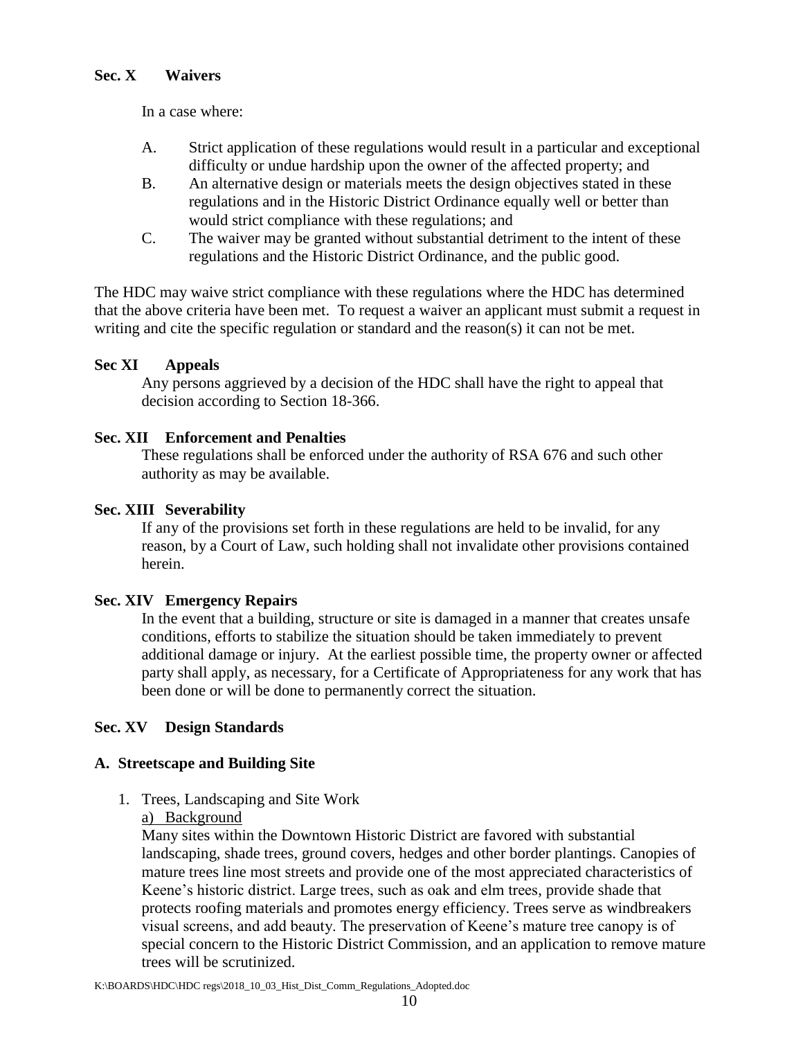## Sec. X Waivers

In a case where:

A. Strict application of these regulations would result in a particular and exceptional difficulty or undue hardship upon the owner of the affected property; and
B. An alternative design or materials meets the design objectives stated in these regulations and in the Historic District Ordinance equally well or better than would strict compliance with these regulations; and
C. The waiver may be granted without substantial detriment to the intent of these regulations and the Historic District Ordinance, and the public good.

The HDC may waive strict compliance with these regulations where the HDC has determined that the above criteria have been met. To request a waiver an applicant must submit a request in writing and cite the specific regulation or standard and the reason(s) it can not be met.

## Sec XI Appeals

Any persons aggrieved by a decision of the HDC shall have the right to appeal that decision according to Section 18-366.

## Sec. XII Enforcement and Penalties

These regulations shall be enforced under the authority of RSA 676 and such other authority as may be available.

## Sec. XIII Severability

If any of the provisions set forth in these regulations are held to be invalid, for any reason, by a Court of Law, such holding shall not invalidate other provisions contained herein.

## Sec. XIV Emergency Repairs

In the event that a building, structure or site is damaged in a manner that creates unsafe conditions, efforts to stabilize the situation should be taken immediately to prevent additional damage or injury. At the earliest possible time, the property owner or affected party shall apply, as necessary, for a Certificate of Appropriateness for any work that has been done or will be done to permanently correct the situation.

## Sec. XV Design Standards

### A. Streetscape and Building Site

1. Trees, Landscaping and Site Work

   a) Background

   Many sites within the Downtown Historic District are favored with substantial landscaping, shade trees, ground covers, hedges and other border plantings. Canopies of mature trees line most streets and provide one of the most appreciated characteristics of Keene's historic district. Large trees, such as oak and elm trees, provide shade that protects roofing materials and promotes energy efficiency. Trees serve as windbreakers visual screens, and add beauty. The preservation of Keene's mature tree canopy is of special concern to the Historic District Commission, and an application to remove mature trees will be scrutinized.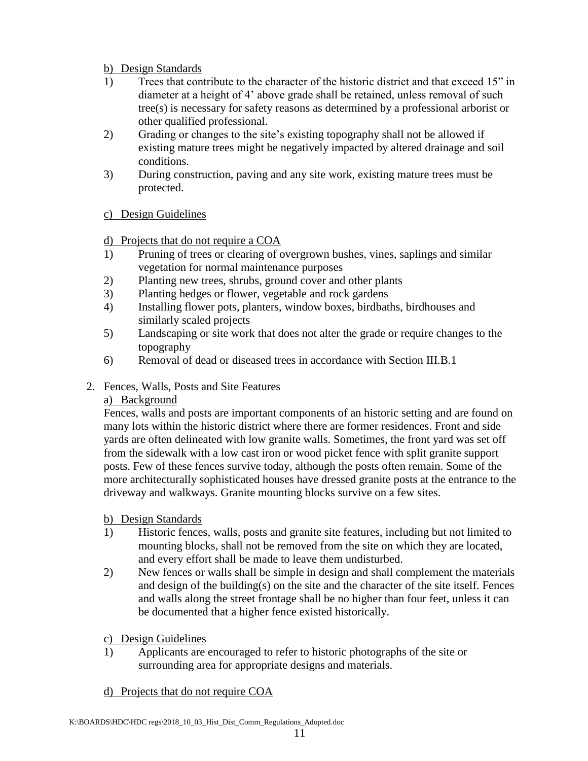b) Design Standards

1) Trees that contribute to the character of the historic district and that exceed 15" in diameter at a height of 4' above grade shall be retained, unless removal of such tree(s) is necessary for safety reasons as determined by a professional arborist or other qualified professional.
2) Grading or changes to the site's existing topography shall not be allowed if existing mature trees might be negatively impacted by altered drainage and soil conditions.
3) During construction, paving and any site work, existing mature trees must be protected.

c) Design Guidelines

d) Projects that do not require a COA

1) Pruning of trees or clearing of overgrown bushes, vines, saplings and similar vegetation for normal maintenance purposes
2) Planting new trees, shrubs, ground cover and other plants
3) Planting hedges or flower, vegetable and rock gardens
4) Installing flower pots, planters, window boxes, birdbaths, birdhouses and similarly scaled projects
5) Landscaping or site work that does not alter the grade or require changes to the topography
6) Removal of dead or diseased trees in accordance with Section III.B.1

2. Fences, Walls, Posts and Site Features

a) Background

Fences, walls and posts are important components of an historic setting and are found on many lots within the historic district where there are former residences. Front and side yards are often delineated with low granite walls. Sometimes, the front yard was set off from the sidewalk with a low cast iron or wood picket fence with split granite support posts. Few of these fences survive today, although the posts often remain. Some of the more architecturally sophisticated houses have dressed granite posts at the entrance to the driveway and walkways. Granite mounting blocks survive on a few sites.

b) Design Standards

1) Historic fences, walls, posts and granite site features, including but not limited to mounting blocks, shall not be removed from the site on which they are located, and every effort shall be made to leave them undisturbed.
2) New fences or walls shall be simple in design and shall complement the materials and design of the building(s) on the site and the character of the site itself. Fences and walls along the street frontage shall be no higher than four feet, unless it can be documented that a higher fence existed historically.

c) Design Guidelines

1) Applicants are encouraged to refer to historic photographs of the site or surrounding area for appropriate designs and materials.

d) Projects that do not require COA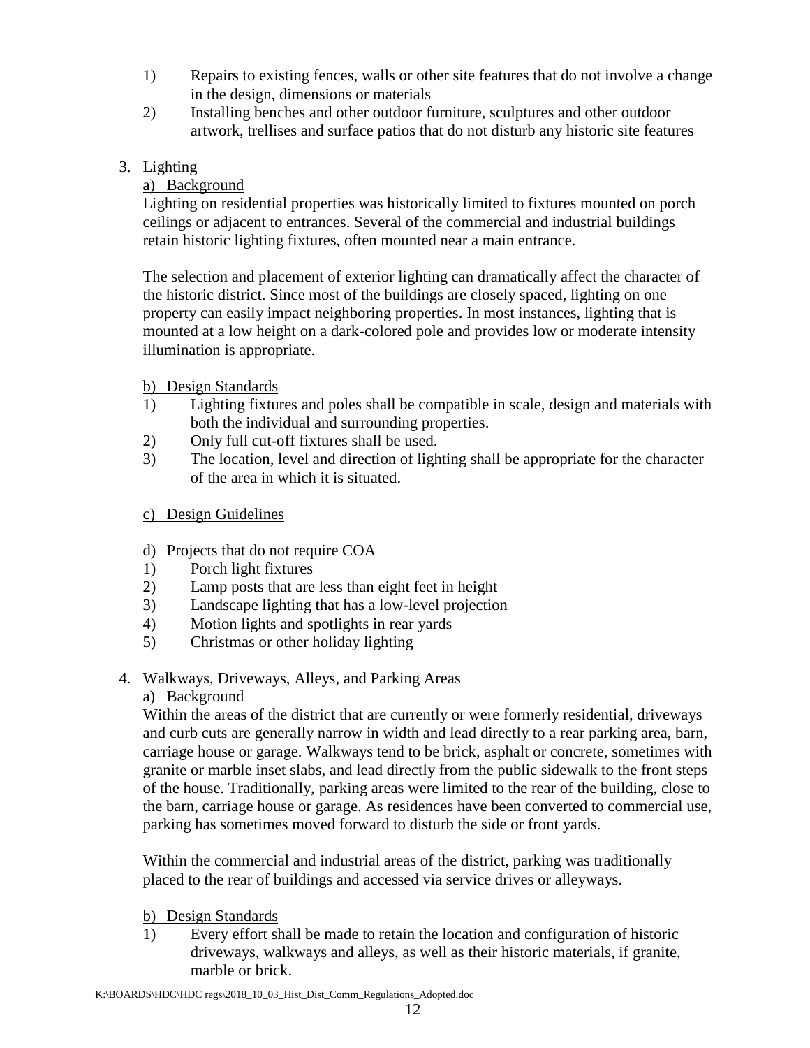1) Repairs to existing fences, walls or other site features that do not involve a change in the design, dimensions or materials
2) Installing benches and other outdoor furniture, sculptures and other outdoor artwork, trellises and surface patios that do not disturb any historic site features

3. Lighting

a) Background

Lighting on residential properties was historically limited to fixtures mounted on porch ceilings or adjacent to entrances. Several of the commercial and industrial buildings retain historic lighting fixtures, often mounted near a main entrance.

The selection and placement of exterior lighting can dramatically affect the character of the historic district. Since most of the buildings are closely spaced, lighting on one property can easily impact neighboring properties. In most instances, lighting that is mounted at a low height on a dark-colored pole and provides low or moderate intensity illumination is appropriate.

b) Design Standards

1) Lighting fixtures and poles shall be compatible in scale, design and materials with both the individual and surrounding properties.
2) Only full cut-off fixtures shall be used.
3) The location, level and direction of lighting shall be appropriate for the character of the area in which it is situated.

c) Design Guidelines

d) Projects that do not require COA

1) Porch light fixtures
2) Lamp posts that are less than eight feet in height
3) Landscape lighting that has a low-level projection
4) Motion lights and spotlights in rear yards
5) Christmas or other holiday lighting

4. Walkways, Driveways, Alleys, and Parking Areas

a) Background

Within the areas of the district that are currently or were formerly residential, driveways and curb cuts are generally narrow in width and lead directly to a rear parking area, barn, carriage house or garage. Walkways tend to be brick, asphalt or concrete, sometimes with granite or marble inset slabs, and lead directly from the public sidewalk to the front steps of the house. Traditionally, parking areas were limited to the rear of the building, close to the barn, carriage house or garage. As residences have been converted to commercial use, parking has sometimes moved forward to disturb the side or front yards.

Within the commercial and industrial areas of the district, parking was traditionally placed to the rear of buildings and accessed via service drives or alleyways.

b) Design Standards

1) Every effort shall be made to retain the location and configuration of historic driveways, walkways and alleys, as well as their historic materials, if granite, marble or brick.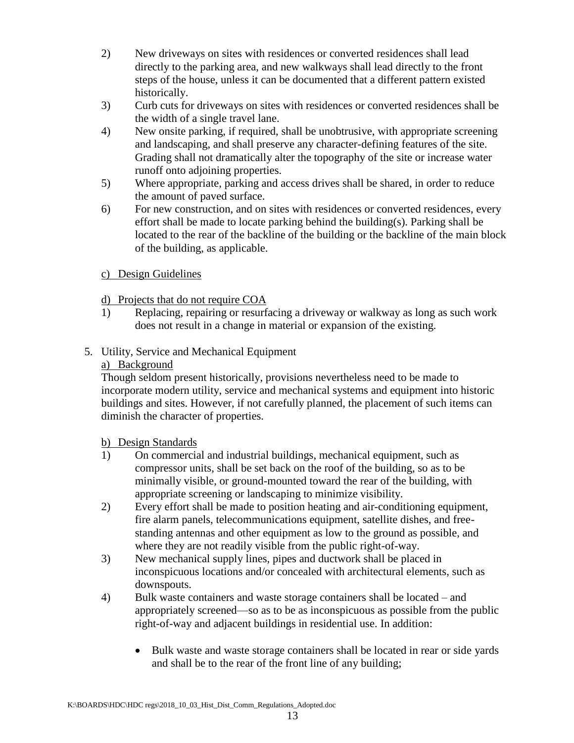2) New driveways on sites with residences or converted residences shall lead directly to the parking area, and new walkways shall lead directly to the front steps of the house, unless it can be documented that a different pattern existed historically.

3) Curb cuts for driveways on sites with residences or converted residences shall be the width of a single travel lane.

4) New onsite parking, if required, shall be unobtrusive, with appropriate screening and landscaping, and shall preserve any character-defining features of the site. Grading shall not dramatically alter the topography of the site or increase water runoff onto adjoining properties.

5) Where appropriate, parking and access drives shall be shared, in order to reduce the amount of paved surface.

6) For new construction, and on sites with residences or converted residences, every effort shall be made to locate parking behind the building(s). Parking shall be located to the rear of the backline of the building or the backline of the main block of the building, as applicable.

<u>c) Design Guidelines</u>

<u>d) Projects that do not require COA</u>

1) Replacing, repairing or resurfacing a driveway or walkway as long as such work does not result in a change in material or expansion of the existing.

5. Utility, Service and Mechanical Equipment

<u>a) Background</u>

Though seldom present historically, provisions nevertheless need to be made to incorporate modern utility, service and mechanical systems and equipment into historic buildings and sites. However, if not carefully planned, the placement of such items can diminish the character of properties.

<u>b) Design Standards</u>

1) On commercial and industrial buildings, mechanical equipment, such as compressor units, shall be set back on the roof of the building, so as to be minimally visible, or ground-mounted toward the rear of the building, with appropriate screening or landscaping to minimize visibility.

2) Every effort shall be made to position heating and air-conditioning equipment, fire alarm panels, telecommunications equipment, satellite dishes, and free-standing antennas and other equipment as low to the ground as possible, and where they are not readily visible from the public right-of-way.

3) New mechanical supply lines, pipes and ductwork shall be placed in inconspicuous locations and/or concealed with architectural elements, such as downspouts.

4) Bulk waste containers and waste storage containers shall be located – and appropriately screened—so as to be as inconspicuous as possible from the public right-of-way and adjacent buildings in residential use. In addition:

- Bulk waste and waste storage containers shall be located in rear or side yards and shall be to the rear of the front line of any building;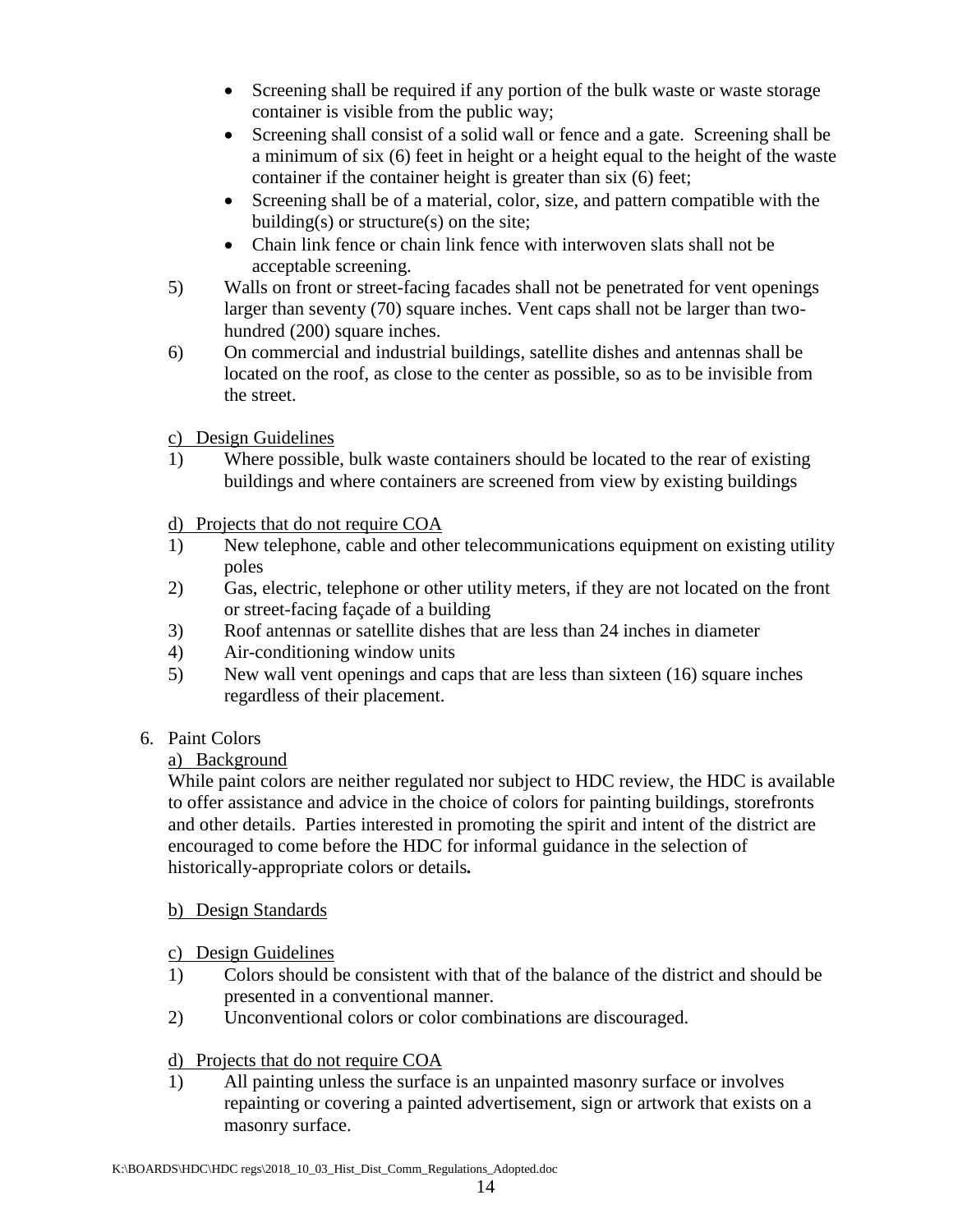- Screening shall be required if any portion of the bulk waste or waste storage container is visible from the public way;
- Screening shall consist of a solid wall or fence and a gate. Screening shall be a minimum of six (6) feet in height or a height equal to the height of the waste container if the container height is greater than six (6) feet;
- Screening shall be of a material, color, size, and pattern compatible with the building(s) or structure(s) on the site;
- Chain link fence or chain link fence with interwoven slats shall not be acceptable screening.

5) Walls on front or street-facing facades shall not be penetrated for vent openings larger than seventy (70) square inches. Vent caps shall not be larger than two-hundred (200) square inches.

6) On commercial and industrial buildings, satellite dishes and antennas shall be located on the roof, as close to the center as possible, so as to be invisible from the street.

c) Design Guidelines

1) Where possible, bulk waste containers should be located to the rear of existing buildings and where containers are screened from view by existing buildings

d) Projects that do not require COA

1) New telephone, cable and other telecommunications equipment on existing utility poles
2) Gas, electric, telephone or other utility meters, if they are not located on the front or street-facing façade of a building
3) Roof antennas or satellite dishes that are less than 24 inches in diameter
4) Air-conditioning window units
5) New wall vent openings and caps that are less than sixteen (16) square inches regardless of their placement.

6. Paint Colors

a) Background

While paint colors are neither regulated nor subject to HDC review, the HDC is available to offer assistance and advice in the choice of colors for painting buildings, storefronts and other details. Parties interested in promoting the spirit and intent of the district are encouraged to come before the HDC for informal guidance in the selection of historically-appropriate colors or details**.**

b) Design Standards

c) Design Guidelines

1) Colors should be consistent with that of the balance of the district and should be presented in a conventional manner.
2) Unconventional colors or color combinations are discouraged.

d) Projects that do not require COA

1) All painting unless the surface is an unpainted masonry surface or involves repainting or covering a painted advertisement, sign or artwork that exists on a masonry surface.

K:\BOARDS\HDC\HDC regs\2018_10_03_Hist_Dist_Comm_Regulations_Adopted.doc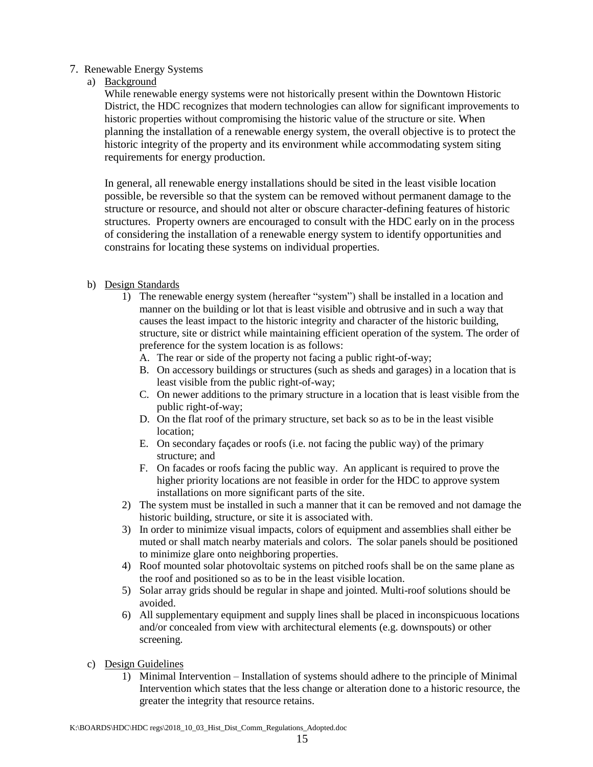7. Renewable Energy Systems

a) Background

While renewable energy systems were not historically present within the Downtown Historic District, the HDC recognizes that modern technologies can allow for significant improvements to historic properties without compromising the historic value of the structure or site. When planning the installation of a renewable energy system, the overall objective is to protect the historic integrity of the property and its environment while accommodating system siting requirements for energy production.

In general, all renewable energy installations should be sited in the least visible location possible, be reversible so that the system can be removed without permanent damage to the structure or resource, and should not alter or obscure character-defining features of historic structures. Property owners are encouraged to consult with the HDC early on in the process of considering the installation of a renewable energy system to identify opportunities and constrains for locating these systems on individual properties.

b) Design Standards

1) The renewable energy system (hereafter "system") shall be installed in a location and manner on the building or lot that is least visible and obtrusive and in such a way that causes the least impact to the historic integrity and character of the historic building, structure, site or district while maintaining efficient operation of the system. The order of preference for the system location is as follows:
   - A. The rear or side of the property not facing a public right-of-way;
   - B. On accessory buildings or structures (such as sheds and garages) in a location that is least visible from the public right-of-way;
   - C. On newer additions to the primary structure in a location that is least visible from the public right-of-way;
   - D. On the flat roof of the primary structure, set back so as to be in the least visible location;
   - E. On secondary façades or roofs (i.e. not facing the public way) of the primary structure; and
   - F. On facades or roofs facing the public way. An applicant is required to prove the higher priority locations are not feasible in order for the HDC to approve system installations on more significant parts of the site.
2) The system must be installed in such a manner that it can be removed and not damage the historic building, structure, or site it is associated with.
3) In order to minimize visual impacts, colors of equipment and assemblies shall either be muted or shall match nearby materials and colors. The solar panels should be positioned to minimize glare onto neighboring properties.
4) Roof mounted solar photovoltaic systems on pitched roofs shall be on the same plane as the roof and positioned so as to be in the least visible location.
5) Solar array grids should be regular in shape and jointed. Multi-roof solutions should be avoided.
6) All supplementary equipment and supply lines shall be placed in inconspicuous locations and/or concealed from view with architectural elements (e.g. downspouts) or other screening.

c) Design Guidelines

1) Minimal Intervention – Installation of systems should adhere to the principle of Minimal Intervention which states that the less change or alteration done to a historic resource, the greater the integrity that resource retains.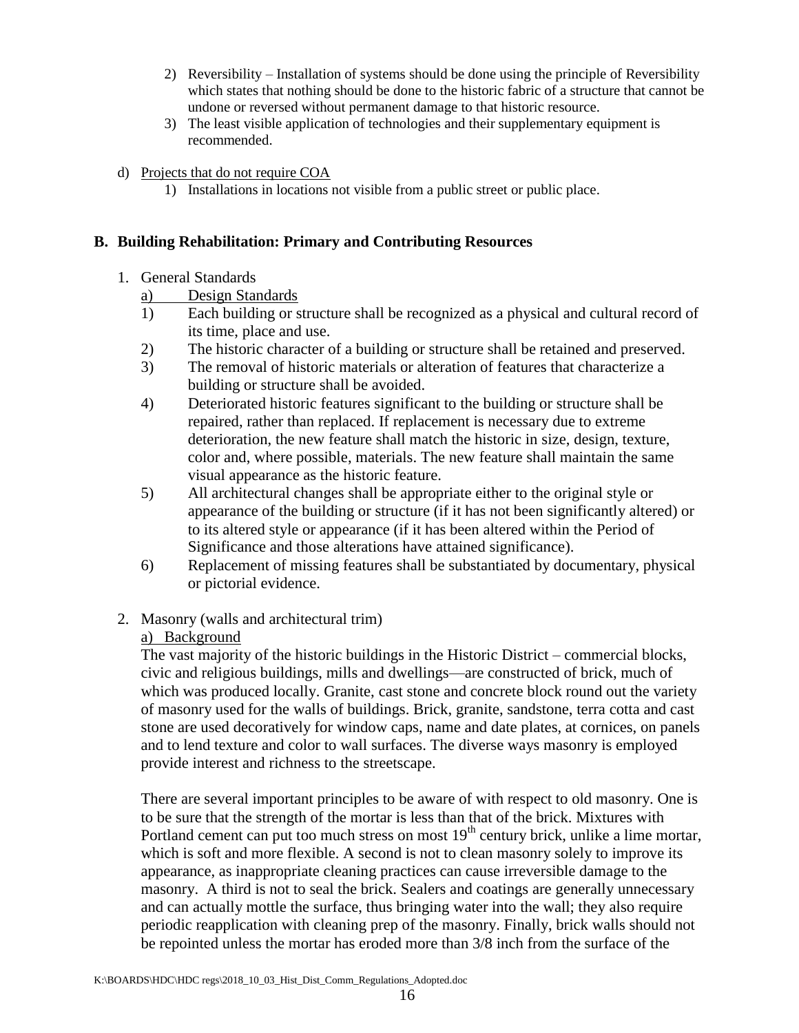2) Reversibility – Installation of systems should be done using the principle of Reversibility which states that nothing should be done to the historic fabric of a structure that cannot be undone or reversed without permanent damage to that historic resource.
3) The least visible application of technologies and their supplementary equipment is recommended.

d) Projects that do not require COA
   1) Installations in locations not visible from a public street or public place.

## B. Building Rehabilitation: Primary and Contributing Resources

1. General Standards

   a) Design Standards

   1) Each building or structure shall be recognized as a physical and cultural record of its time, place and use.
   2) The historic character of a building or structure shall be retained and preserved.
   3) The removal of historic materials or alteration of features that characterize a building or structure shall be avoided.
   4) Deteriorated historic features significant to the building or structure shall be repaired, rather than replaced. If replacement is necessary due to extreme deterioration, the new feature shall match the historic in size, design, texture, color and, where possible, materials. The new feature shall maintain the same visual appearance as the historic feature.
   5) All architectural changes shall be appropriate either to the original style or appearance of the building or structure (if it has not been significantly altered) or to its altered style or appearance (if it has been altered within the Period of Significance and those alterations have attained significance).
   6) Replacement of missing features shall be substantiated by documentary, physical or pictorial evidence.

2. Masonry (walls and architectural trim)

   a) Background

   The vast majority of the historic buildings in the Historic District – commercial blocks, civic and religious buildings, mills and dwellings—are constructed of brick, much of which was produced locally. Granite, cast stone and concrete block round out the variety of masonry used for the walls of buildings. Brick, granite, sandstone, terra cotta and cast stone are used decoratively for window caps, name and date plates, at cornices, on panels and to lend texture and color to wall surfaces. The diverse ways masonry is employed provide interest and richness to the streetscape.

   There are several important principles to be aware of with respect to old masonry. One is to be sure that the strength of the mortar is less than that of the brick. Mixtures with Portland cement can put too much stress on most 19th century brick, unlike a lime mortar, which is soft and more flexible. A second is not to clean masonry solely to improve its appearance, as inappropriate cleaning practices can cause irreversible damage to the masonry. A third is not to seal the brick. Sealers and coatings are generally unnecessary and can actually mottle the surface, thus bringing water into the wall; they also require periodic reapplication with cleaning prep of the masonry. Finally, brick walls should not be repointed unless the mortar has eroded more than 3/8 inch from the surface of the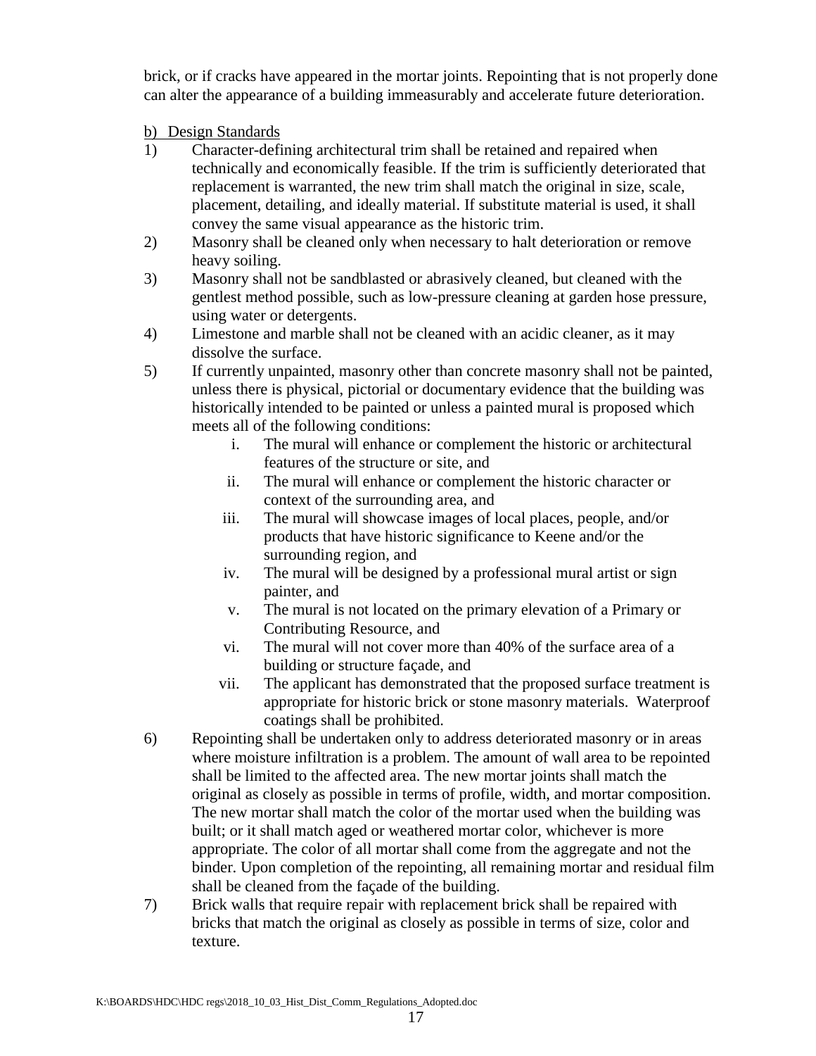brick, or if cracks have appeared in the mortar joints. Repointing that is not properly done can alter the appearance of a building immeasurably and accelerate future deterioration.

b) Design Standards

1) Character-defining architectural trim shall be retained and repaired when technically and economically feasible. If the trim is sufficiently deteriorated that replacement is warranted, the new trim shall match the original in size, scale, placement, detailing, and ideally material. If substitute material is used, it shall convey the same visual appearance as the historic trim.
2) Masonry shall be cleaned only when necessary to halt deterioration or remove heavy soiling.
3) Masonry shall not be sandblasted or abrasively cleaned, but cleaned with the gentlest method possible, such as low-pressure cleaning at garden hose pressure, using water or detergents.
4) Limestone and marble shall not be cleaned with an acidic cleaner, as it may dissolve the surface.
5) If currently unpainted, masonry other than concrete masonry shall not be painted, unless there is physical, pictorial or documentary evidence that the building was historically intended to be painted or unless a painted mural is proposed which meets all of the following conditions:
    i. The mural will enhance or complement the historic or architectural features of the structure or site, and
    ii. The mural will enhance or complement the historic character or context of the surrounding area, and
    iii. The mural will showcase images of local places, people, and/or products that have historic significance to Keene and/or the surrounding region, and
    iv. The mural will be designed by a professional mural artist or sign painter, and
    v. The mural is not located on the primary elevation of a Primary or Contributing Resource, and
    vi. The mural will not cover more than 40% of the surface area of a building or structure façade, and
    vii. The applicant has demonstrated that the proposed surface treatment is appropriate for historic brick or stone masonry materials. Waterproof coatings shall be prohibited.
6) Repointing shall be undertaken only to address deteriorated masonry or in areas where moisture infiltration is a problem. The amount of wall area to be repointed shall be limited to the affected area. The new mortar joints shall match the original as closely as possible in terms of profile, width, and mortar composition. The new mortar shall match the color of the mortar used when the building was built; or it shall match aged or weathered mortar color, whichever is more appropriate. The color of all mortar shall come from the aggregate and not the binder. Upon completion of the repointing, all remaining mortar and residual film shall be cleaned from the façade of the building.
7) Brick walls that require repair with replacement brick shall be repaired with bricks that match the original as closely as possible in terms of size, color and texture.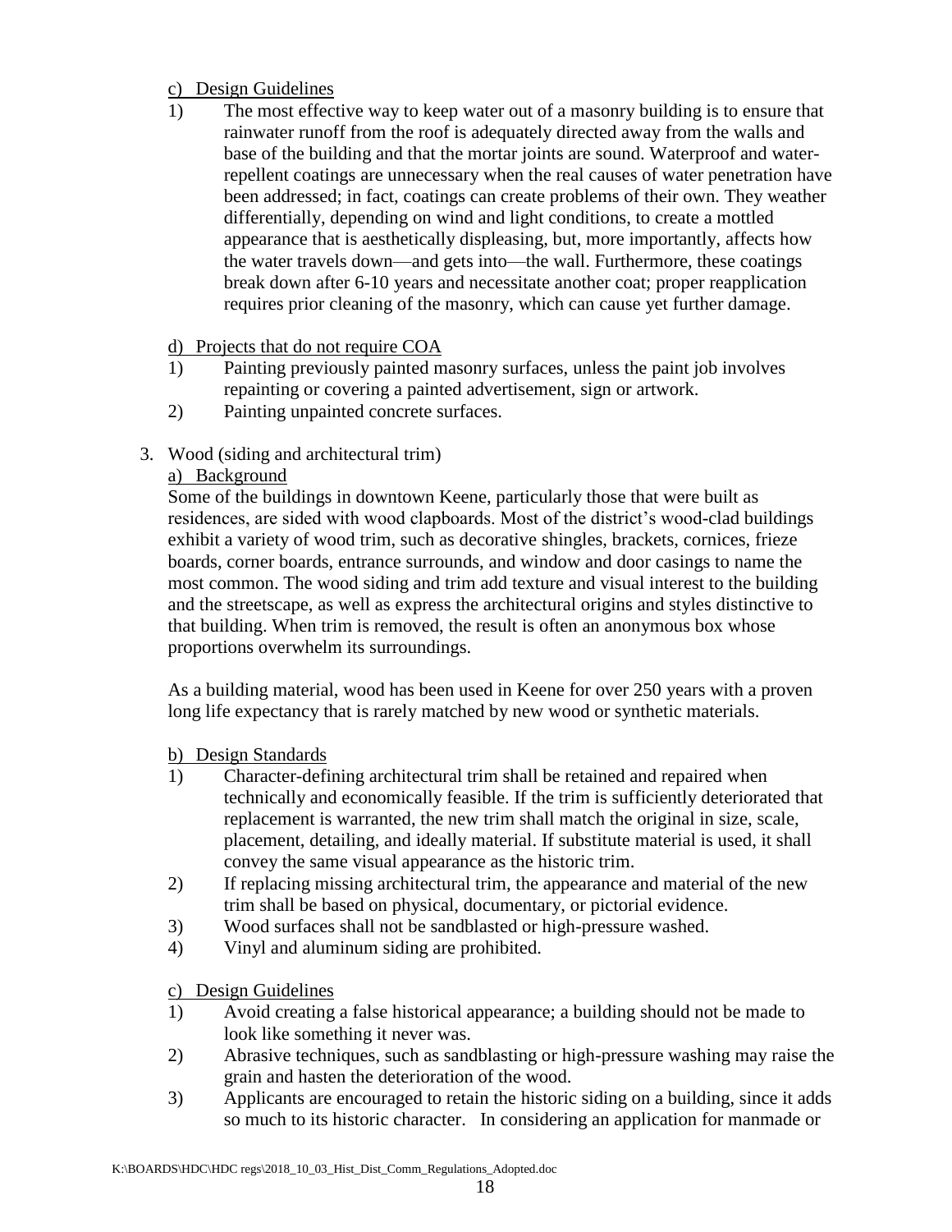c) Design Guidelines

1) The most effective way to keep water out of a masonry building is to ensure that rainwater runoff from the roof is adequately directed away from the walls and base of the building and that the mortar joints are sound. Waterproof and water-repellent coatings are unnecessary when the real causes of water penetration have been addressed; in fact, coatings can create problems of their own. They weather differentially, depending on wind and light conditions, to create a mottled appearance that is aesthetically displeasing, but, more importantly, affects how the water travels down—and gets into—the wall. Furthermore, these coatings break down after 6-10 years and necessitate another coat; proper reapplication requires prior cleaning of the masonry, which can cause yet further damage.

d) Projects that do not require COA

1) Painting previously painted masonry surfaces, unless the paint job involves repainting or covering a painted advertisement, sign or artwork.
2) Painting unpainted concrete surfaces.

3. Wood (siding and architectural trim)

a) Background

Some of the buildings in downtown Keene, particularly those that were built as residences, are sided with wood clapboards. Most of the district's wood-clad buildings exhibit a variety of wood trim, such as decorative shingles, brackets, cornices, frieze boards, corner boards, entrance surrounds, and window and door casings to name the most common. The wood siding and trim add texture and visual interest to the building and the streetscape, as well as express the architectural origins and styles distinctive to that building. When trim is removed, the result is often an anonymous box whose proportions overwhelm its surroundings.

As a building material, wood has been used in Keene for over 250 years with a proven long life expectancy that is rarely matched by new wood or synthetic materials.

b) Design Standards

1) Character-defining architectural trim shall be retained and repaired when technically and economically feasible. If the trim is sufficiently deteriorated that replacement is warranted, the new trim shall match the original in size, scale, placement, detailing, and ideally material. If substitute material is used, it shall convey the same visual appearance as the historic trim.
2) If replacing missing architectural trim, the appearance and material of the new trim shall be based on physical, documentary, or pictorial evidence.
3) Wood surfaces shall not be sandblasted or high-pressure washed.
4) Vinyl and aluminum siding are prohibited.

c) Design Guidelines

1) Avoid creating a false historical appearance; a building should not be made to look like something it never was.
2) Abrasive techniques, such as sandblasting or high-pressure washing may raise the grain and hasten the deterioration of the wood.
3) Applicants are encouraged to retain the historic siding on a building, since it adds so much to its historic character. In considering an application for manmade or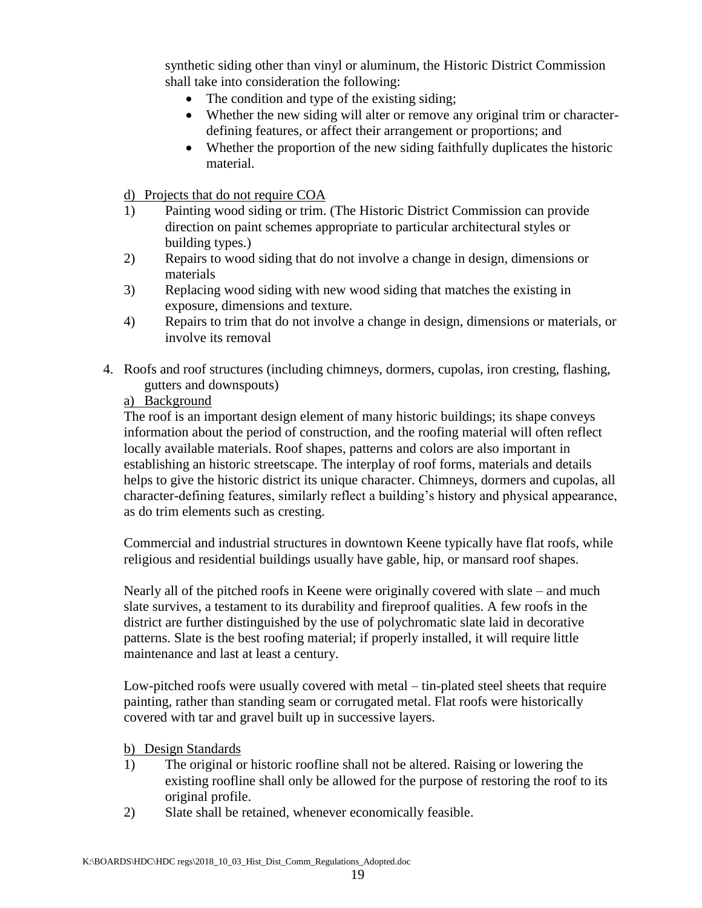synthetic siding other than vinyl or aluminum, the Historic District Commission shall take into consideration the following:

- The condition and type of the existing siding;
- Whether the new siding will alter or remove any original trim or character-defining features, or affect their arrangement or proportions; and
- Whether the proportion of the new siding faithfully duplicates the historic material.

d) Projects that do not require COA

1) Painting wood siding or trim. (The Historic District Commission can provide direction on paint schemes appropriate to particular architectural styles or building types.)
2) Repairs to wood siding that do not involve a change in design, dimensions or materials
3) Replacing wood siding with new wood siding that matches the existing in exposure, dimensions and texture.
4) Repairs to trim that do not involve a change in design, dimensions or materials, or involve its removal

4. Roofs and roof structures (including chimneys, dormers, cupolas, iron cresting, flashing, gutters and downspouts)

a) Background

The roof is an important design element of many historic buildings; its shape conveys information about the period of construction, and the roofing material will often reflect locally available materials. Roof shapes, patterns and colors are also important in establishing an historic streetscape. The interplay of roof forms, materials and details helps to give the historic district its unique character. Chimneys, dormers and cupolas, all character-defining features, similarly reflect a building's history and physical appearance, as do trim elements such as cresting.

Commercial and industrial structures in downtown Keene typically have flat roofs, while religious and residential buildings usually have gable, hip, or mansard roof shapes.

Nearly all of the pitched roofs in Keene were originally covered with slate – and much slate survives, a testament to its durability and fireproof qualities. A few roofs in the district are further distinguished by the use of polychromatic slate laid in decorative patterns. Slate is the best roofing material; if properly installed, it will require little maintenance and last at least a century.

Low-pitched roofs were usually covered with metal – tin-plated steel sheets that require painting, rather than standing seam or corrugated metal. Flat roofs were historically covered with tar and gravel built up in successive layers.

b) Design Standards

1) The original or historic roofline shall not be altered. Raising or lowering the existing roofline shall only be allowed for the purpose of restoring the roof to its original profile.
2) Slate shall be retained, whenever economically feasible.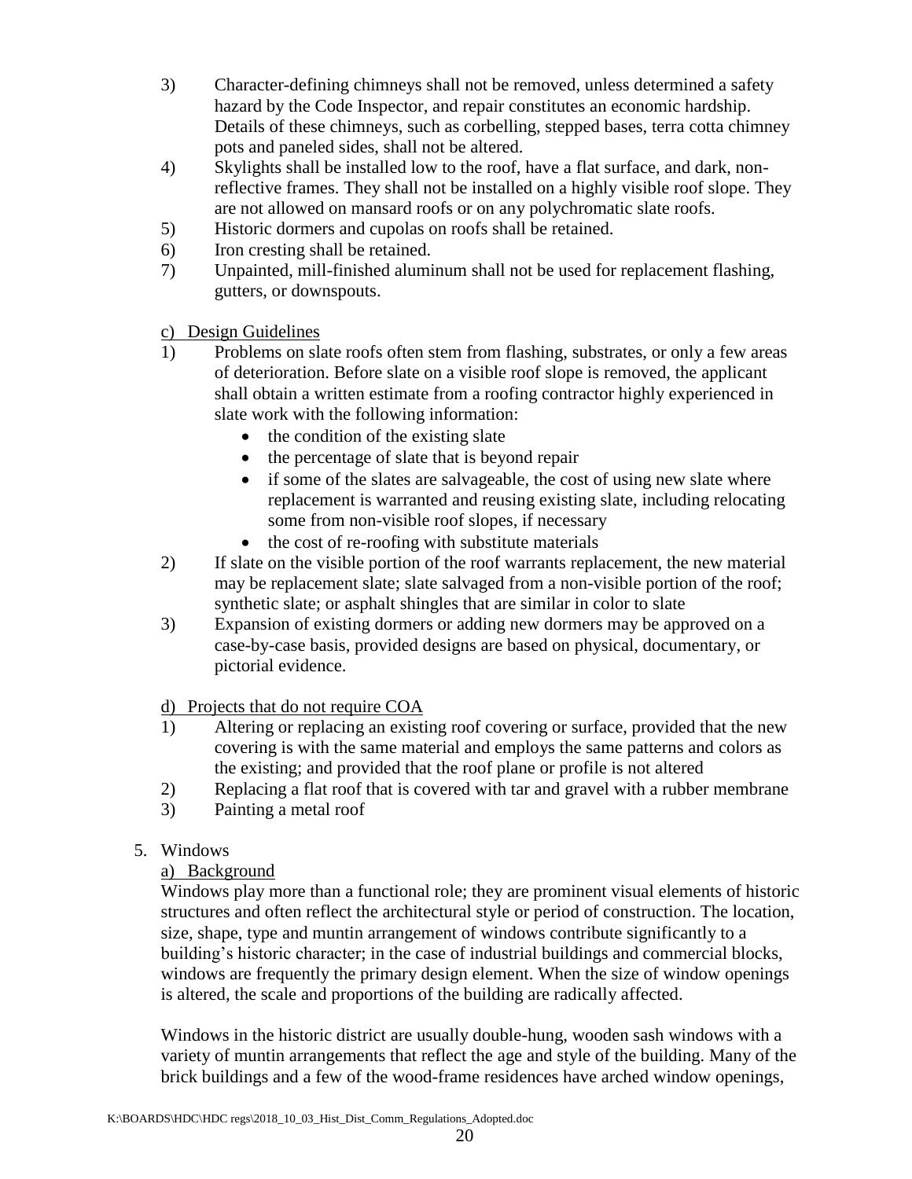3) Character-defining chimneys shall not be removed, unless determined a safety hazard by the Code Inspector, and repair constitutes an economic hardship. Details of these chimneys, such as corbelling, stepped bases, terra cotta chimney pots and paneled sides, shall not be altered.
4) Skylights shall be installed low to the roof, have a flat surface, and dark, non-reflective frames. They shall not be installed on a highly visible roof slope. They are not allowed on mansard roofs or on any polychromatic slate roofs.
5) Historic dormers and cupolas on roofs shall be retained.
6) Iron cresting shall be retained.
7) Unpainted, mill-finished aluminum shall not be used for replacement flashing, gutters, or downspouts.

c) Design Guidelines

1) Problems on slate roofs often stem from flashing, substrates, or only a few areas of deterioration. Before slate on a visible roof slope is removed, the applicant shall obtain a written estimate from a roofing contractor highly experienced in slate work with the following information:
   - the condition of the existing slate
   - the percentage of slate that is beyond repair
   - if some of the slates are salvageable, the cost of using new slate where replacement is warranted and reusing existing slate, including relocating some from non-visible roof slopes, if necessary
   - the cost of re-roofing with substitute materials
2) If slate on the visible portion of the roof warrants replacement, the new material may be replacement slate; slate salvaged from a non-visible portion of the roof; synthetic slate; or asphalt shingles that are similar in color to slate
3) Expansion of existing dormers or adding new dormers may be approved on a case-by-case basis, provided designs are based on physical, documentary, or pictorial evidence.

d) Projects that do not require COA

1) Altering or replacing an existing roof covering or surface, provided that the new covering is with the same material and employs the same patterns and colors as the existing; and provided that the roof plane or profile is not altered
2) Replacing a flat roof that is covered with tar and gravel with a rubber membrane
3) Painting a metal roof

5. Windows

a) Background

Windows play more than a functional role; they are prominent visual elements of historic structures and often reflect the architectural style or period of construction. The location, size, shape, type and muntin arrangement of windows contribute significantly to a building's historic character; in the case of industrial buildings and commercial blocks, windows are frequently the primary design element. When the size of window openings is altered, the scale and proportions of the building are radically affected.

Windows in the historic district are usually double-hung, wooden sash windows with a variety of muntin arrangements that reflect the age and style of the building. Many of the brick buildings and a few of the wood-frame residences have arched window openings,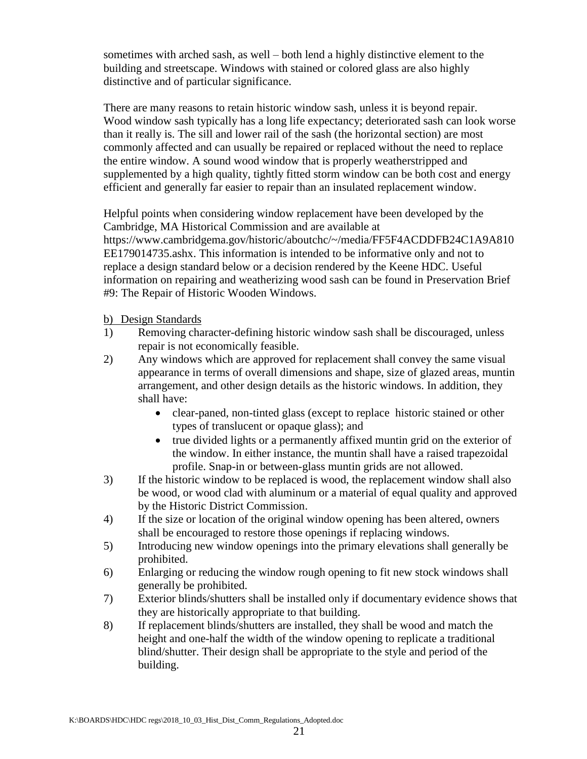sometimes with arched sash, as well – both lend a highly distinctive element to the building and streetscape. Windows with stained or colored glass are also highly distinctive and of particular significance.

There are many reasons to retain historic window sash, unless it is beyond repair. Wood window sash typically has a long life expectancy; deteriorated sash can look worse than it really is. The sill and lower rail of the sash (the horizontal section) are most commonly affected and can usually be repaired or replaced without the need to replace the entire window. A sound wood window that is properly weatherstripped and supplemented by a high quality, tightly fitted storm window can be both cost and energy efficient and generally far easier to repair than an insulated replacement window.

Helpful points when considering window replacement have been developed by the Cambridge, MA Historical Commission and are available at https://www.cambridgema.gov/historic/aboutchc/~/media/FF5F4ACDDFB24C1A9A810EE179014735.ashx. This information is intended to be informative only and not to replace a design standard below or a decision rendered by the Keene HDC. Useful information on repairing and weatherizing wood sash can be found in Preservation Brief #9: The Repair of Historic Wooden Windows.

b) Design Standards

1) Removing character-defining historic window sash shall be discouraged, unless repair is not economically feasible.
2) Any windows which are approved for replacement shall convey the same visual appearance in terms of overall dimensions and shape, size of glazed areas, muntin arrangement, and other design details as the historic windows. In addition, they shall have:
   - clear-paned, non-tinted glass (except to replace historic stained or other types of translucent or opaque glass); and
   - true divided lights or a permanently affixed muntin grid on the exterior of the window. In either instance, the muntin shall have a raised trapezoidal profile. Snap-in or between-glass muntin grids are not allowed.
3) If the historic window to be replaced is wood, the replacement window shall also be wood, or wood clad with aluminum or a material of equal quality and approved by the Historic District Commission.
4) If the size or location of the original window opening has been altered, owners shall be encouraged to restore those openings if replacing windows.
5) Introducing new window openings into the primary elevations shall generally be prohibited.
6) Enlarging or reducing the window rough opening to fit new stock windows shall generally be prohibited.
7) Exterior blinds/shutters shall be installed only if documentary evidence shows that they are historically appropriate to that building.
8) If replacement blinds/shutters are installed, they shall be wood and match the height and one-half the width of the window opening to replicate a traditional blind/shutter. Their design shall be appropriate to the style and period of the building.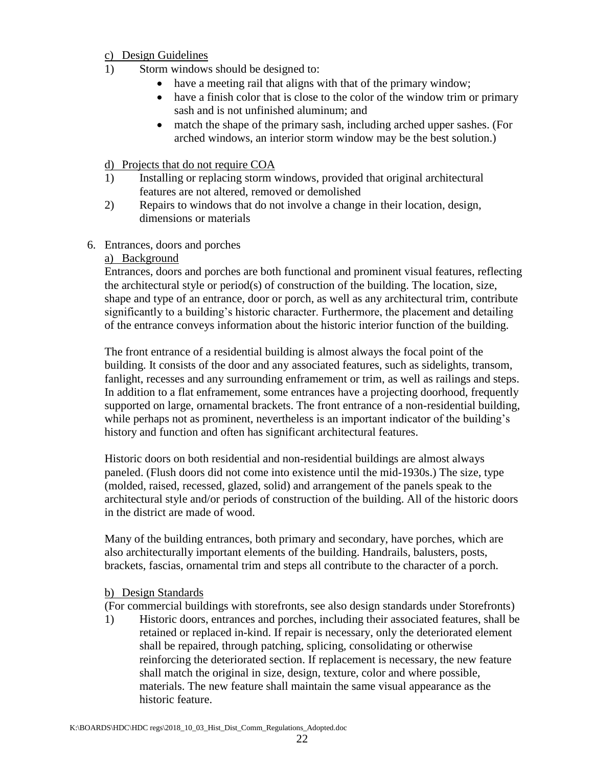c) Design Guidelines

1) Storm windows should be designed to:
   - have a meeting rail that aligns with that of the primary window;
   - have a finish color that is close to the color of the window trim or primary sash and is not unfinished aluminum; and
   - match the shape of the primary sash, including arched upper sashes. (For arched windows, an interior storm window may be the best solution.)

d) Projects that do not require COA

1) Installing or replacing storm windows, provided that original architectural features are not altered, removed or demolished
2) Repairs to windows that do not involve a change in their location, design, dimensions or materials

6. Entrances, doors and porches

a) Background

Entrances, doors and porches are both functional and prominent visual features, reflecting the architectural style or period(s) of construction of the building. The location, size, shape and type of an entrance, door or porch, as well as any architectural trim, contribute significantly to a building's historic character. Furthermore, the placement and detailing of the entrance conveys information about the historic interior function of the building.

The front entrance of a residential building is almost always the focal point of the building. It consists of the door and any associated features, such as sidelights, transom, fanlight, recesses and any surrounding enframement or trim, as well as railings and steps. In addition to a flat enframement, some entrances have a projecting doorhood, frequently supported on large, ornamental brackets. The front entrance of a non-residential building, while perhaps not as prominent, nevertheless is an important indicator of the building's history and function and often has significant architectural features.

Historic doors on both residential and non-residential buildings are almost always paneled. (Flush doors did not come into existence until the mid-1930s.) The size, type (molded, raised, recessed, glazed, solid) and arrangement of the panels speak to the architectural style and/or periods of construction of the building. All of the historic doors in the district are made of wood.

Many of the building entrances, both primary and secondary, have porches, which are also architecturally important elements of the building. Handrails, balusters, posts, brackets, fascias, ornamental trim and steps all contribute to the character of a porch.

b) Design Standards

(For commercial buildings with storefronts, see also design standards under Storefronts)

1) Historic doors, entrances and porches, including their associated features, shall be retained or replaced in-kind. If repair is necessary, only the deteriorated element shall be repaired, through patching, splicing, consolidating or otherwise reinforcing the deteriorated section. If replacement is necessary, the new feature shall match the original in size, design, texture, color and where possible, materials. The new feature shall maintain the same visual appearance as the historic feature.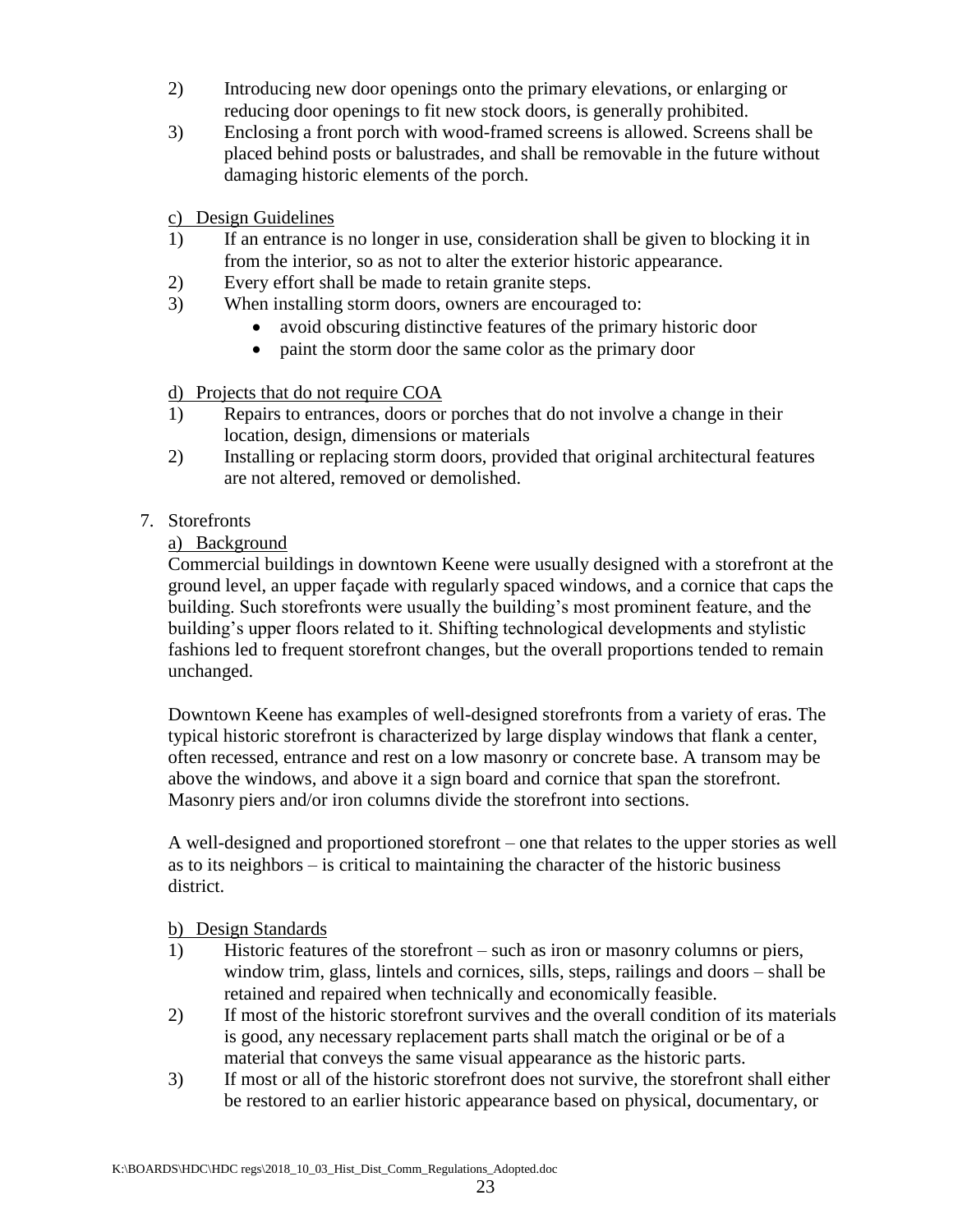2) Introducing new door openings onto the primary elevations, or enlarging or reducing door openings to fit new stock doors, is generally prohibited.
3) Enclosing a front porch with wood-framed screens is allowed. Screens shall be placed behind posts or balustrades, and shall be removable in the future without damaging historic elements of the porch.

c) Design Guidelines

1) If an entrance is no longer in use, consideration shall be given to blocking it in from the interior, so as not to alter the exterior historic appearance.
2) Every effort shall be made to retain granite steps.
3) When installing storm doors, owners are encouraged to:
   - avoid obscuring distinctive features of the primary historic door
   - paint the storm door the same color as the primary door

d) Projects that do not require COA

1) Repairs to entrances, doors or porches that do not involve a change in their location, design, dimensions or materials
2) Installing or replacing storm doors, provided that original architectural features are not altered, removed or demolished.

7. Storefronts

a) Background

Commercial buildings in downtown Keene were usually designed with a storefront at the ground level, an upper façade with regularly spaced windows, and a cornice that caps the building. Such storefronts were usually the building's most prominent feature, and the building's upper floors related to it. Shifting technological developments and stylistic fashions led to frequent storefront changes, but the overall proportions tended to remain unchanged.

Downtown Keene has examples of well-designed storefronts from a variety of eras. The typical historic storefront is characterized by large display windows that flank a center, often recessed, entrance and rest on a low masonry or concrete base. A transom may be above the windows, and above it a sign board and cornice that span the storefront. Masonry piers and/or iron columns divide the storefront into sections.

A well-designed and proportioned storefront – one that relates to the upper stories as well as to its neighbors – is critical to maintaining the character of the historic business district.

b) Design Standards

1) Historic features of the storefront – such as iron or masonry columns or piers, window trim, glass, lintels and cornices, sills, steps, railings and doors – shall be retained and repaired when technically and economically feasible.
2) If most of the historic storefront survives and the overall condition of its materials is good, any necessary replacement parts shall match the original or be of a material that conveys the same visual appearance as the historic parts.
3) If most or all of the historic storefront does not survive, the storefront shall either be restored to an earlier historic appearance based on physical, documentary, or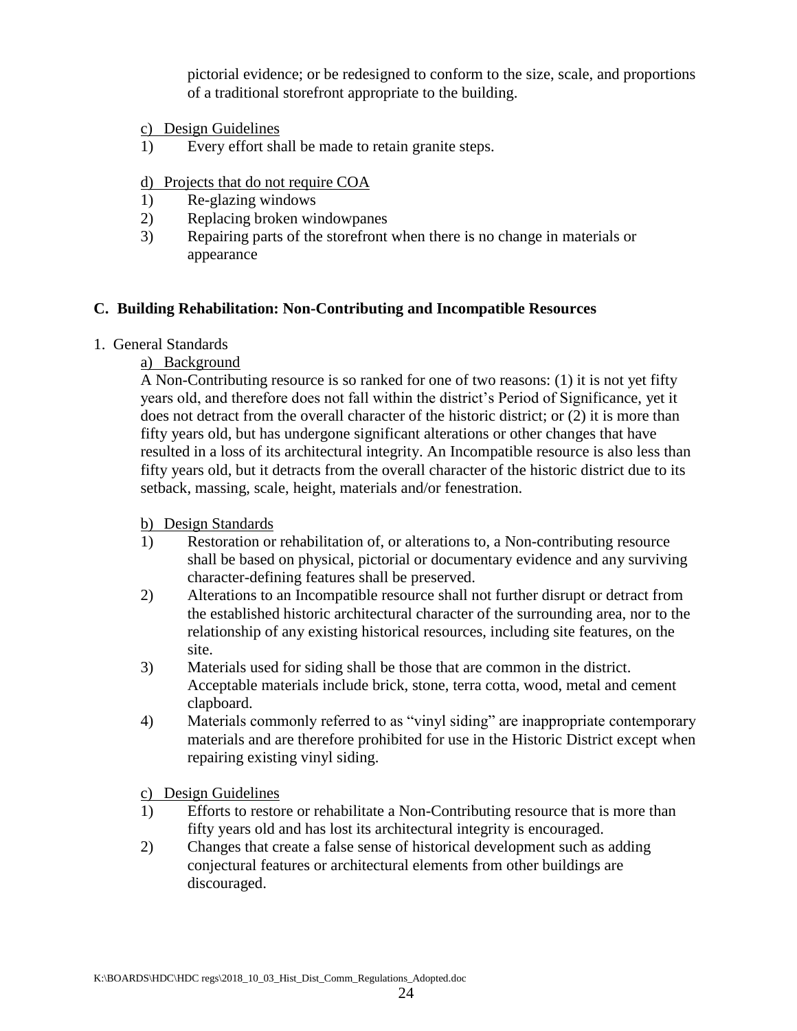pictorial evidence; or be redesigned to conform to the size, scale, and proportions of a traditional storefront appropriate to the building.

c) Design Guidelines

1) Every effort shall be made to retain granite steps.

d) Projects that do not require COA

1) Re-glazing windows
2) Replacing broken windowpanes
3) Repairing parts of the storefront when there is no change in materials or appearance

## C. Building Rehabilitation: Non-Contributing and Incompatible Resources

1. General Standards

a) Background

A Non-Contributing resource is so ranked for one of two reasons: (1) it is not yet fifty years old, and therefore does not fall within the district's Period of Significance, yet it does not detract from the overall character of the historic district; or (2) it is more than fifty years old, but has undergone significant alterations or other changes that have resulted in a loss of its architectural integrity. An Incompatible resource is also less than fifty years old, but it detracts from the overall character of the historic district due to its setback, massing, scale, height, materials and/or fenestration.

b) Design Standards

1) Restoration or rehabilitation of, or alterations to, a Non-contributing resource shall be based on physical, pictorial or documentary evidence and any surviving character-defining features shall be preserved.
2) Alterations to an Incompatible resource shall not further disrupt or detract from the established historic architectural character of the surrounding area, nor to the relationship of any existing historical resources, including site features, on the site.
3) Materials used for siding shall be those that are common in the district. Acceptable materials include brick, stone, terra cotta, wood, metal and cement clapboard.
4) Materials commonly referred to as "vinyl siding" are inappropriate contemporary materials and are therefore prohibited for use in the Historic District except when repairing existing vinyl siding.

c) Design Guidelines

1) Efforts to restore or rehabilitate a Non-Contributing resource that is more than fifty years old and has lost its architectural integrity is encouraged.
2) Changes that create a false sense of historical development such as adding conjectural features or architectural elements from other buildings are discouraged.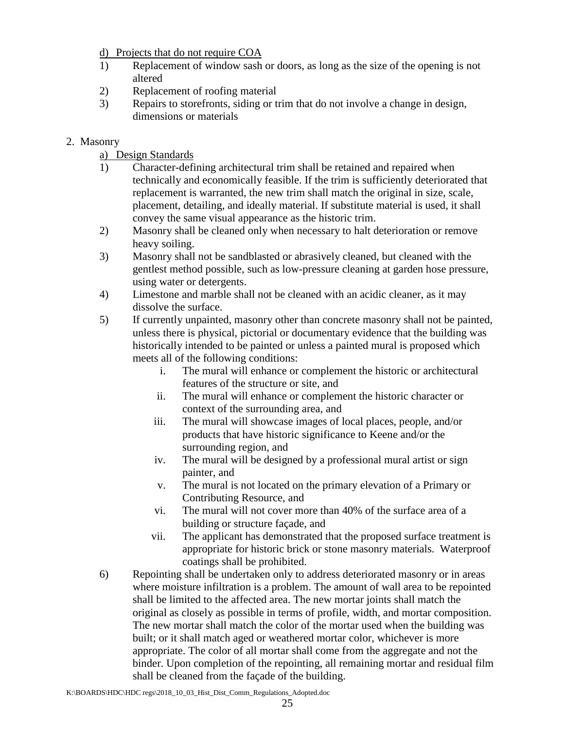d) Projects that do not require COA

1) Replacement of window sash or doors, as long as the size of the opening is not altered
2) Replacement of roofing material
3) Repairs to storefronts, siding or trim that do not involve a change in design, dimensions or materials

2. Masonry

a) Design Standards

1) Character-defining architectural trim shall be retained and repaired when technically and economically feasible. If the trim is sufficiently deteriorated that replacement is warranted, the new trim shall match the original in size, scale, placement, detailing, and ideally material. If substitute material is used, it shall convey the same visual appearance as the historic trim.
2) Masonry shall be cleaned only when necessary to halt deterioration or remove heavy soiling.
3) Masonry shall not be sandblasted or abrasively cleaned, but cleaned with the gentlest method possible, such as low-pressure cleaning at garden hose pressure, using water or detergents.
4) Limestone and marble shall not be cleaned with an acidic cleaner, as it may dissolve the surface.
5) If currently unpainted, masonry other than concrete masonry shall not be painted, unless there is physical, pictorial or documentary evidence that the building was historically intended to be painted or unless a painted mural is proposed which meets all of the following conditions:
   i. The mural will enhance or complement the historic or architectural features of the structure or site, and
   ii. The mural will enhance or complement the historic character or context of the surrounding area, and
   iii. The mural will showcase images of local places, people, and/or products that have historic significance to Keene and/or the surrounding region, and
   iv. The mural will be designed by a professional mural artist or sign painter, and
   v. The mural is not located on the primary elevation of a Primary or Contributing Resource, and
   vi. The mural will not cover more than 40% of the surface area of a building or structure façade, and
   vii. The applicant has demonstrated that the proposed surface treatment is appropriate for historic brick or stone masonry materials. Waterproof coatings shall be prohibited.
6) Repointing shall be undertaken only to address deteriorated masonry or in areas where moisture infiltration is a problem. The amount of wall area to be repointed shall be limited to the affected area. The new mortar joints shall match the original as closely as possible in terms of profile, width, and mortar composition. The new mortar shall match the color of the mortar used when the building was built; or it shall match aged or weathered mortar color, whichever is more appropriate. The color of all mortar shall come from the aggregate and not the binder. Upon completion of the repointing, all remaining mortar and residual film shall be cleaned from the façade of the building.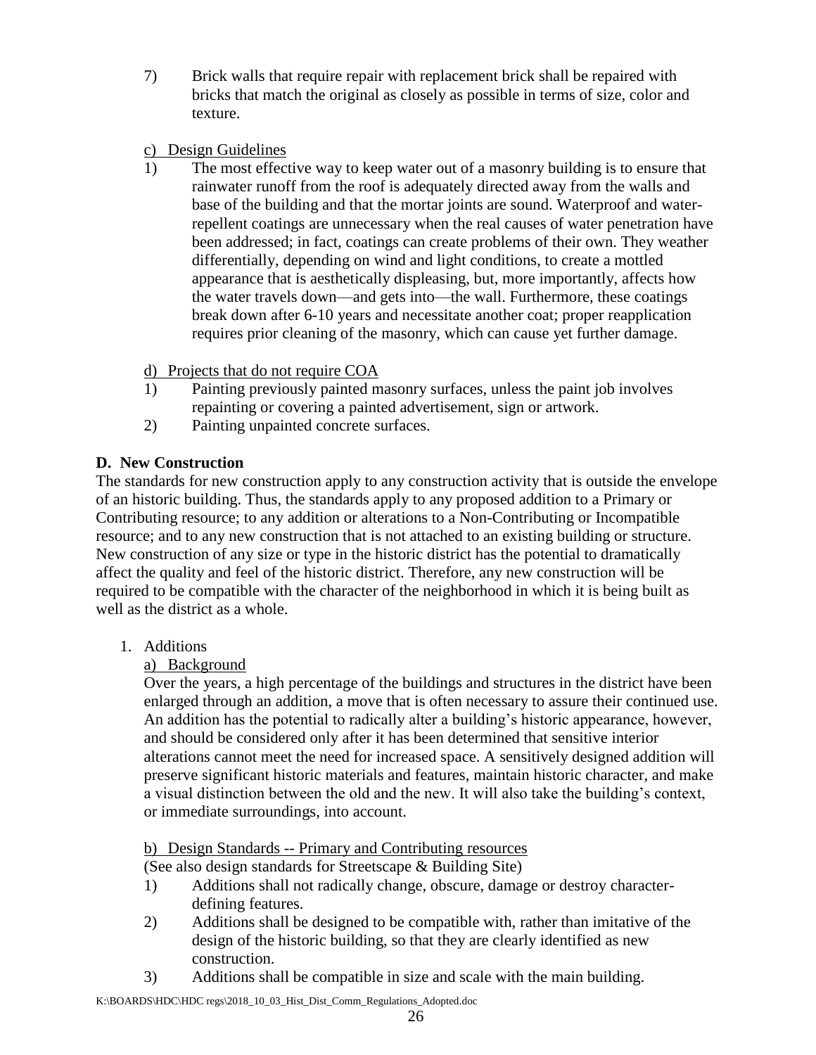7) Brick walls that require repair with replacement brick shall be repaired with bricks that match the original as closely as possible in terms of size, color and texture.

c) Design Guidelines

1) The most effective way to keep water out of a masonry building is to ensure that rainwater runoff from the roof is adequately directed away from the walls and base of the building and that the mortar joints are sound. Waterproof and water-repellent coatings are unnecessary when the real causes of water penetration have been addressed; in fact, coatings can create problems of their own. They weather differentially, depending on wind and light conditions, to create a mottled appearance that is aesthetically displeasing, but, more importantly, affects how the water travels down—and gets into—the wall. Furthermore, these coatings break down after 6-10 years and necessitate another coat; proper reapplication requires prior cleaning of the masonry, which can cause yet further damage.

d) Projects that do not require COA

1) Painting previously painted masonry surfaces, unless the paint job involves repainting or covering a painted advertisement, sign or artwork.
2) Painting unpainted concrete surfaces.

**D. New Construction**

The standards for new construction apply to any construction activity that is outside the envelope of an historic building. Thus, the standards apply to any proposed addition to a Primary or Contributing resource; to any addition or alterations to a Non-Contributing or Incompatible resource; and to any new construction that is not attached to an existing building or structure. New construction of any size or type in the historic district has the potential to dramatically affect the quality and feel of the historic district. Therefore, any new construction will be required to be compatible with the character of the neighborhood in which it is being built as well as the district as a whole.

1. Additions

a) Background

Over the years, a high percentage of the buildings and structures in the district have been enlarged through an addition, a move that is often necessary to assure their continued use. An addition has the potential to radically alter a building's historic appearance, however, and should be considered only after it has been determined that sensitive interior alterations cannot meet the need for increased space. A sensitively designed addition will preserve significant historic materials and features, maintain historic character, and make a visual distinction between the old and the new. It will also take the building's context, or immediate surroundings, into account.

b) Design Standards -- Primary and Contributing resources

(See also design standards for Streetscape & Building Site)

1) Additions shall not radically change, obscure, damage or destroy character-defining features.
2) Additions shall be designed to be compatible with, rather than imitative of the design of the historic building, so that they are clearly identified as new construction.
3) Additions shall be compatible in size and scale with the main building.

K:\BOARDS\HDC\HDC regs\2018_10_03_Hist_Dist_Comm_Regulations_Adopted.doc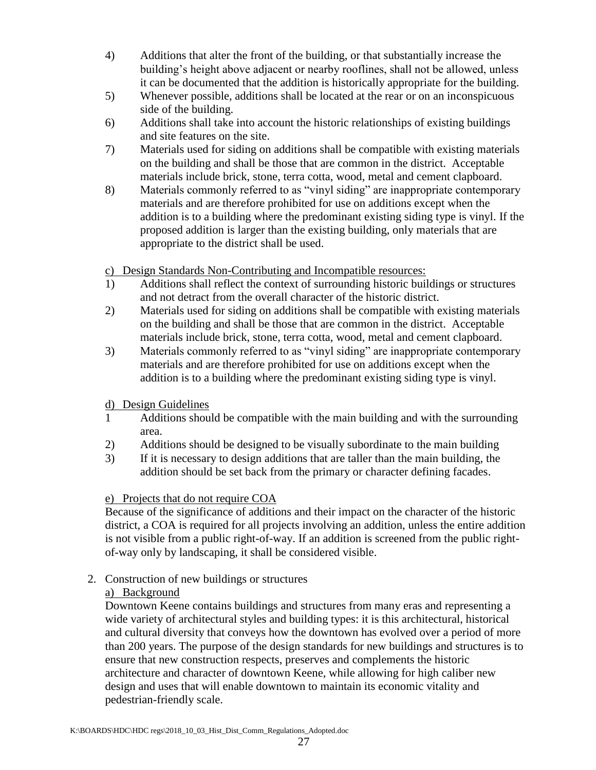4) Additions that alter the front of the building, or that substantially increase the building's height above adjacent or nearby rooflines, shall not be allowed, unless it can be documented that the addition is historically appropriate for the building.
5) Whenever possible, additions shall be located at the rear or on an inconspicuous side of the building.
6) Additions shall take into account the historic relationships of existing buildings and site features on the site.
7) Materials used for siding on additions shall be compatible with existing materials on the building and shall be those that are common in the district. Acceptable materials include brick, stone, terra cotta, wood, metal and cement clapboard.
8) Materials commonly referred to as "vinyl siding" are inappropriate contemporary materials and are therefore prohibited for use on additions except when the addition is to a building where the predominant existing siding type is vinyl. If the proposed addition is larger than the existing building, only materials that are appropriate to the district shall be used.

c) Design Standards Non-Contributing and Incompatible resources:

1) Additions shall reflect the context of surrounding historic buildings or structures and not detract from the overall character of the historic district.
2) Materials used for siding on additions shall be compatible with existing materials on the building and shall be those that are common in the district. Acceptable materials include brick, stone, terra cotta, wood, metal and cement clapboard.
3) Materials commonly referred to as "vinyl siding" are inappropriate contemporary materials and are therefore prohibited for use on additions except when the addition is to a building where the predominant existing siding type is vinyl.

d) Design Guidelines

1 Additions should be compatible with the main building and with the surrounding area.
2) Additions should be designed to be visually subordinate to the main building
3) If it is necessary to design additions that are taller than the main building, the addition should be set back from the primary or character defining facades.

e) Projects that do not require COA

Because of the significance of additions and their impact on the character of the historic district, a COA is required for all projects involving an addition, unless the entire addition is not visible from a public right-of-way. If an addition is screened from the public right-of-way only by landscaping, it shall be considered visible.

2. Construction of new buildings or structures

a) Background

Downtown Keene contains buildings and structures from many eras and representing a wide variety of architectural styles and building types: it is this architectural, historical and cultural diversity that conveys how the downtown has evolved over a period of more than 200 years. The purpose of the design standards for new buildings and structures is to ensure that new construction respects, preserves and complements the historic architecture and character of downtown Keene, while allowing for high caliber new design and uses that will enable downtown to maintain its economic vitality and pedestrian-friendly scale.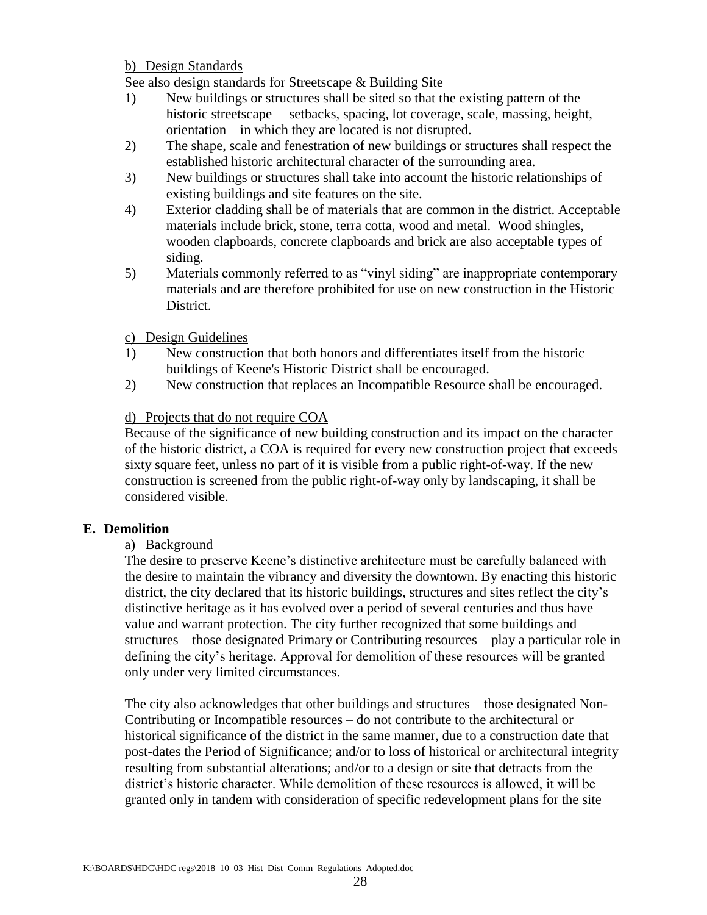b) Design Standards

See also design standards for Streetscape & Building Site

1) New buildings or structures shall be sited so that the existing pattern of the historic streetscape —setbacks, spacing, lot coverage, scale, massing, height, orientation—in which they are located is not disrupted.
2) The shape, scale and fenestration of new buildings or structures shall respect the established historic architectural character of the surrounding area.
3) New buildings or structures shall take into account the historic relationships of existing buildings and site features on the site.
4) Exterior cladding shall be of materials that are common in the district. Acceptable materials include brick, stone, terra cotta, wood and metal. Wood shingles, wooden clapboards, concrete clapboards and brick are also acceptable types of siding.
5) Materials commonly referred to as "vinyl siding" are inappropriate contemporary materials and are therefore prohibited for use on new construction in the Historic District.

c) Design Guidelines

1) New construction that both honors and differentiates itself from the historic buildings of Keene's Historic District shall be encouraged.
2) New construction that replaces an Incompatible Resource shall be encouraged.

d) Projects that do not require COA

Because of the significance of new building construction and its impact on the character of the historic district, a COA is required for every new construction project that exceeds sixty square feet, unless no part of it is visible from a public right-of-way. If the new construction is screened from the public right-of-way only by landscaping, it shall be considered visible.

## E. Demolition

a) Background

The desire to preserve Keene's distinctive architecture must be carefully balanced with the desire to maintain the vibrancy and diversity the downtown. By enacting this historic district, the city declared that its historic buildings, structures and sites reflect the city's distinctive heritage as it has evolved over a period of several centuries and thus have value and warrant protection. The city further recognized that some buildings and structures – those designated Primary or Contributing resources – play a particular role in defining the city's heritage. Approval for demolition of these resources will be granted only under very limited circumstances.

The city also acknowledges that other buildings and structures – those designated Non-Contributing or Incompatible resources – do not contribute to the architectural or historical significance of the district in the same manner, due to a construction date that post-dates the Period of Significance; and/or to loss of historical or architectural integrity resulting from substantial alterations; and/or to a design or site that detracts from the district's historic character. While demolition of these resources is allowed, it will be granted only in tandem with consideration of specific redevelopment plans for the site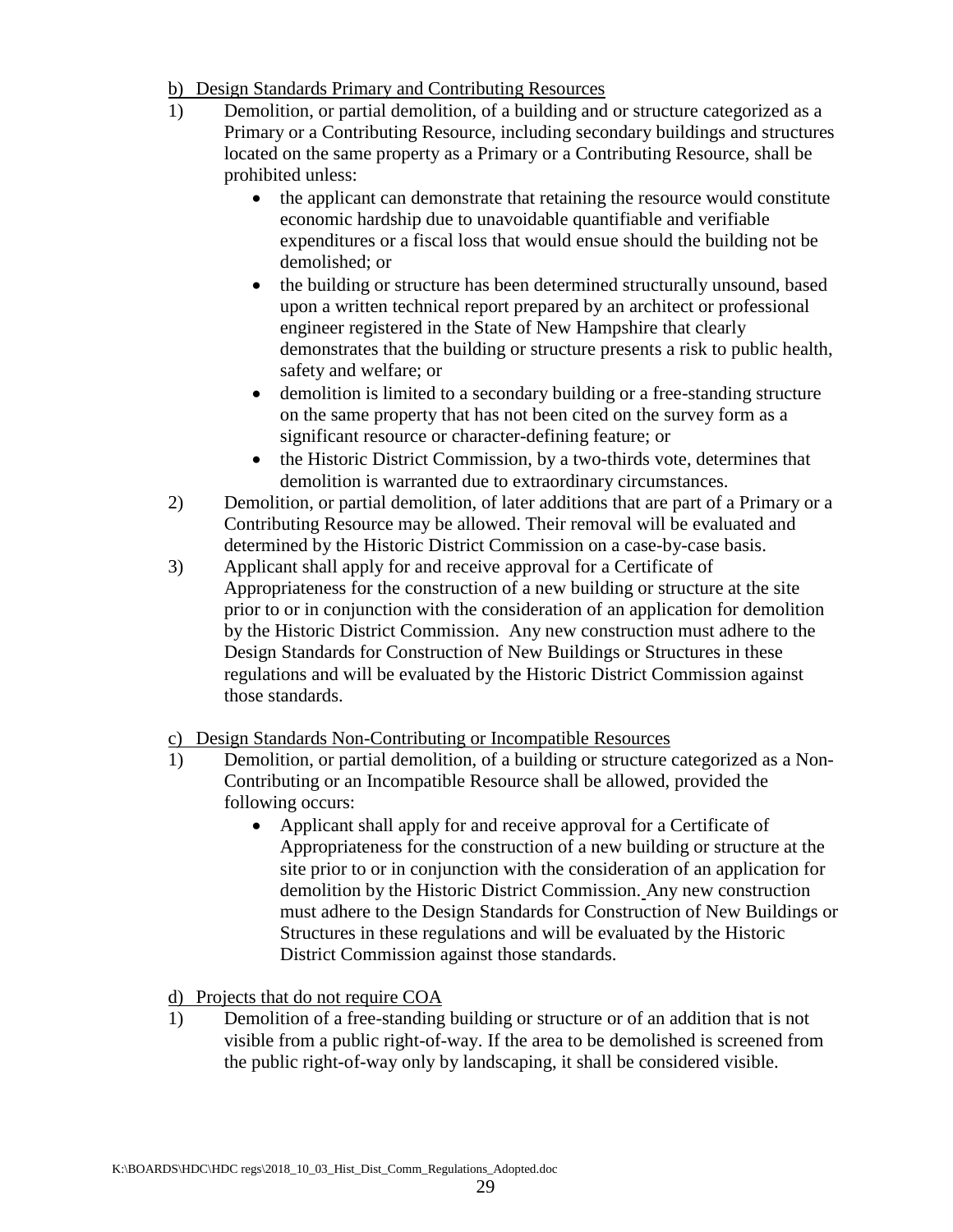b) Design Standards Primary and Contributing Resources

1) Demolition, or partial demolition, of a building and or structure categorized as a Primary or a Contributing Resource, including secondary buildings and structures located on the same property as a Primary or a Contributing Resource, shall be prohibited unless:
   - the applicant can demonstrate that retaining the resource would constitute economic hardship due to unavoidable quantifiable and verifiable expenditures or a fiscal loss that would ensue should the building not be demolished; or
   - the building or structure has been determined structurally unsound, based upon a written technical report prepared by an architect or professional engineer registered in the State of New Hampshire that clearly demonstrates that the building or structure presents a risk to public health, safety and welfare; or
   - demolition is limited to a secondary building or a free-standing structure on the same property that has not been cited on the survey form as a significant resource or character-defining feature; or
   - the Historic District Commission, by a two-thirds vote, determines that demolition is warranted due to extraordinary circumstances.
2) Demolition, or partial demolition, of later additions that are part of a Primary or a Contributing Resource may be allowed. Their removal will be evaluated and determined by the Historic District Commission on a case-by-case basis.
3) Applicant shall apply for and receive approval for a Certificate of Appropriateness for the construction of a new building or structure at the site prior to or in conjunction with the consideration of an application for demolition by the Historic District Commission. Any new construction must adhere to the Design Standards for Construction of New Buildings or Structures in these regulations and will be evaluated by the Historic District Commission against those standards.

c) Design Standards Non-Contributing or Incompatible Resources

1) Demolition, or partial demolition, of a building or structure categorized as a Non-Contributing or an Incompatible Resource shall be allowed, provided the following occurs:
   - Applicant shall apply for and receive approval for a Certificate of Appropriateness for the construction of a new building or structure at the site prior to or in conjunction with the consideration of an application for demolition by the Historic District Commission. Any new construction must adhere to the Design Standards for Construction of New Buildings or Structures in these regulations and will be evaluated by the Historic District Commission against those standards.

d) Projects that do not require COA

1) Demolition of a free-standing building or structure or of an addition that is not visible from a public right-of-way. If the area to be demolished is screened from the public right-of-way only by landscaping, it shall be considered visible.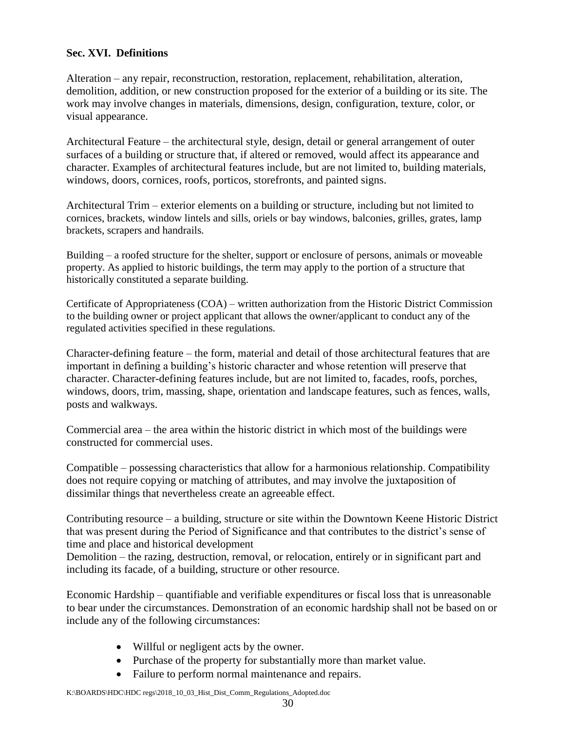### Sec. XVI. Definitions

Alteration – any repair, reconstruction, restoration, replacement, rehabilitation, alteration, demolition, addition, or new construction proposed for the exterior of a building or its site. The work may involve changes in materials, dimensions, design, configuration, texture, color, or visual appearance.

Architectural Feature – the architectural style, design, detail or general arrangement of outer surfaces of a building or structure that, if altered or removed, would affect its appearance and character. Examples of architectural features include, but are not limited to, building materials, windows, doors, cornices, roofs, porticos, storefronts, and painted signs.

Architectural Trim – exterior elements on a building or structure, including but not limited to cornices, brackets, window lintels and sills, oriels or bay windows, balconies, grilles, grates, lamp brackets, scrapers and handrails.

Building – a roofed structure for the shelter, support or enclosure of persons, animals or moveable property. As applied to historic buildings, the term may apply to the portion of a structure that historically constituted a separate building.

Certificate of Appropriateness (COA) – written authorization from the Historic District Commission to the building owner or project applicant that allows the owner/applicant to conduct any of the regulated activities specified in these regulations.

Character-defining feature – the form, material and detail of those architectural features that are important in defining a building's historic character and whose retention will preserve that character. Character-defining features include, but are not limited to, facades, roofs, porches, windows, doors, trim, massing, shape, orientation and landscape features, such as fences, walls, posts and walkways.

Commercial area – the area within the historic district in which most of the buildings were constructed for commercial uses.

Compatible – possessing characteristics that allow for a harmonious relationship. Compatibility does not require copying or matching of attributes, and may involve the juxtaposition of dissimilar things that nevertheless create an agreeable effect.

Contributing resource – a building, structure or site within the Downtown Keene Historic District that was present during the Period of Significance and that contributes to the district's sense of time and place and historical development

Demolition – the razing, destruction, removal, or relocation, entirely or in significant part and including its facade, of a building, structure or other resource.

Economic Hardship – quantifiable and verifiable expenditures or fiscal loss that is unreasonable to bear under the circumstances. Demonstration of an economic hardship shall not be based on or include any of the following circumstances:

- Willful or negligent acts by the owner.
- Purchase of the property for substantially more than market value.
- Failure to perform normal maintenance and repairs.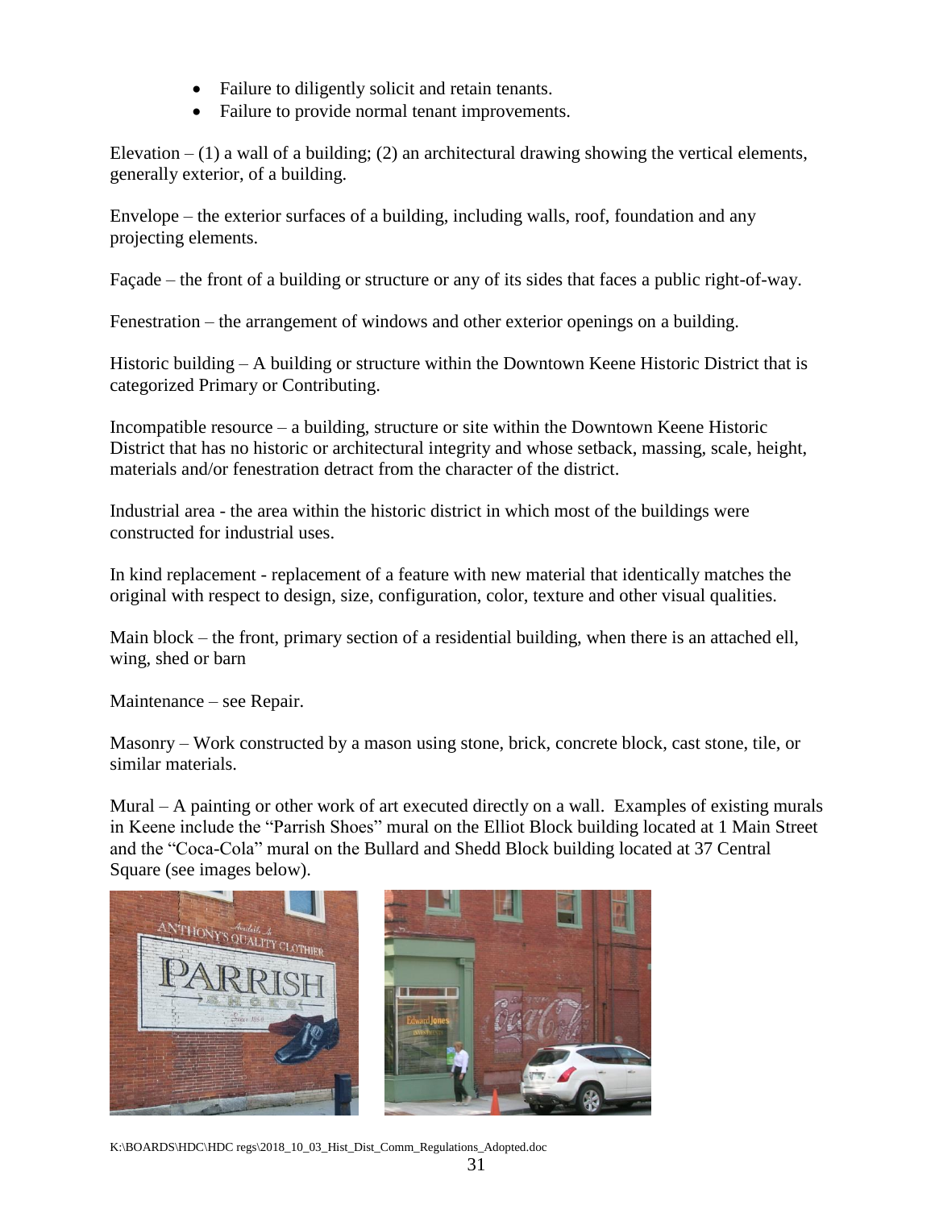- Failure to diligently solicit and retain tenants.
- Failure to provide normal tenant improvements.

Elevation – (1) a wall of a building; (2) an architectural drawing showing the vertical elements, generally exterior, of a building.

Envelope – the exterior surfaces of a building, including walls, roof, foundation and any projecting elements.

Façade – the front of a building or structure or any of its sides that faces a public right-of-way.

Fenestration – the arrangement of windows and other exterior openings on a building.

Historic building – A building or structure within the Downtown Keene Historic District that is categorized Primary or Contributing.

Incompatible resource – a building, structure or site within the Downtown Keene Historic District that has no historic or architectural integrity and whose setback, massing, scale, height, materials and/or fenestration detract from the character of the district.

Industrial area - the area within the historic district in which most of the buildings were constructed for industrial uses.

In kind replacement - replacement of a feature with new material that identically matches the original with respect to design, size, configuration, color, texture and other visual qualities.

Main block – the front, primary section of a residential building, when there is an attached ell, wing, shed or barn

Maintenance – see Repair.

Masonry – Work constructed by a mason using stone, brick, concrete block, cast stone, tile, or similar materials.

Mural – A painting or other work of art executed directly on a wall. Examples of existing murals in Keene include the "Parrish Shoes" mural on the Elliot Block building located at 1 Main Street and the "Coca-Cola" mural on the Bullard and Shedd Block building located at 37 Central Square (see images below).

K:\BOARDS\HDC\HDC regs\2018_10_03_Hist_Dist_Comm_Regulations_Adopted.doc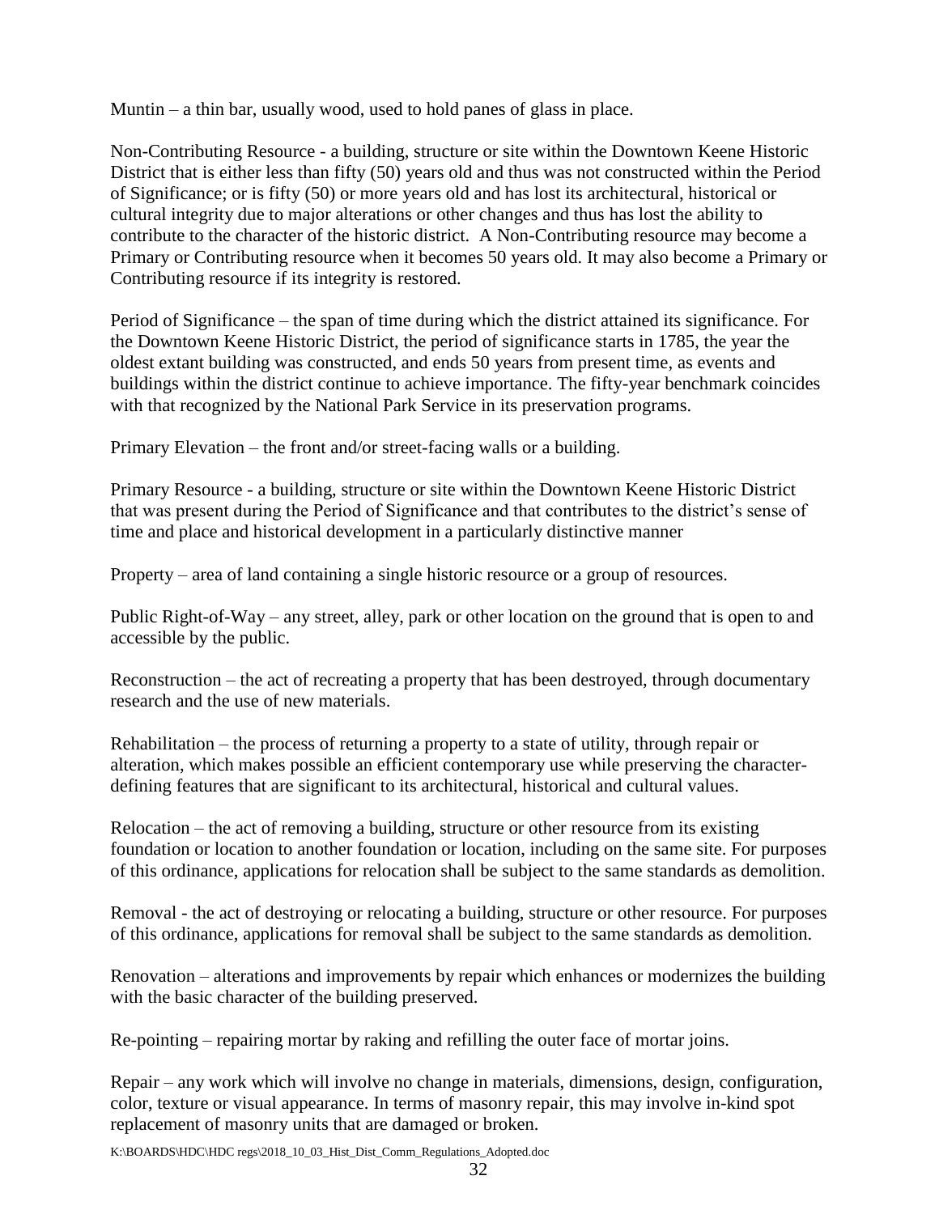Muntin – a thin bar, usually wood, used to hold panes of glass in place.

Non-Contributing Resource - a building, structure or site within the Downtown Keene Historic District that is either less than fifty (50) years old and thus was not constructed within the Period of Significance; or is fifty (50) or more years old and has lost its architectural, historical or cultural integrity due to major alterations or other changes and thus has lost the ability to contribute to the character of the historic district. A Non-Contributing resource may become a Primary or Contributing resource when it becomes 50 years old. It may also become a Primary or Contributing resource if its integrity is restored.

Period of Significance – the span of time during which the district attained its significance. For the Downtown Keene Historic District, the period of significance starts in 1785, the year the oldest extant building was constructed, and ends 50 years from present time, as events and buildings within the district continue to achieve importance. The fifty-year benchmark coincides with that recognized by the National Park Service in its preservation programs.

Primary Elevation – the front and/or street-facing walls or a building.

Primary Resource - a building, structure or site within the Downtown Keene Historic District that was present during the Period of Significance and that contributes to the district's sense of time and place and historical development in a particularly distinctive manner

Property – area of land containing a single historic resource or a group of resources.

Public Right-of-Way – any street, alley, park or other location on the ground that is open to and accessible by the public.

Reconstruction – the act of recreating a property that has been destroyed, through documentary research and the use of new materials.

Rehabilitation – the process of returning a property to a state of utility, through repair or alteration, which makes possible an efficient contemporary use while preserving the character-defining features that are significant to its architectural, historical and cultural values.

Relocation – the act of removing a building, structure or other resource from its existing foundation or location to another foundation or location, including on the same site. For purposes of this ordinance, applications for relocation shall be subject to the same standards as demolition.

Removal - the act of destroying or relocating a building, structure or other resource. For purposes of this ordinance, applications for removal shall be subject to the same standards as demolition.

Renovation – alterations and improvements by repair which enhances or modernizes the building with the basic character of the building preserved.

Re-pointing – repairing mortar by raking and refilling the outer face of mortar joins.

Repair – any work which will involve no change in materials, dimensions, design, configuration, color, texture or visual appearance. In terms of masonry repair, this may involve in-kind spot replacement of masonry units that are damaged or broken.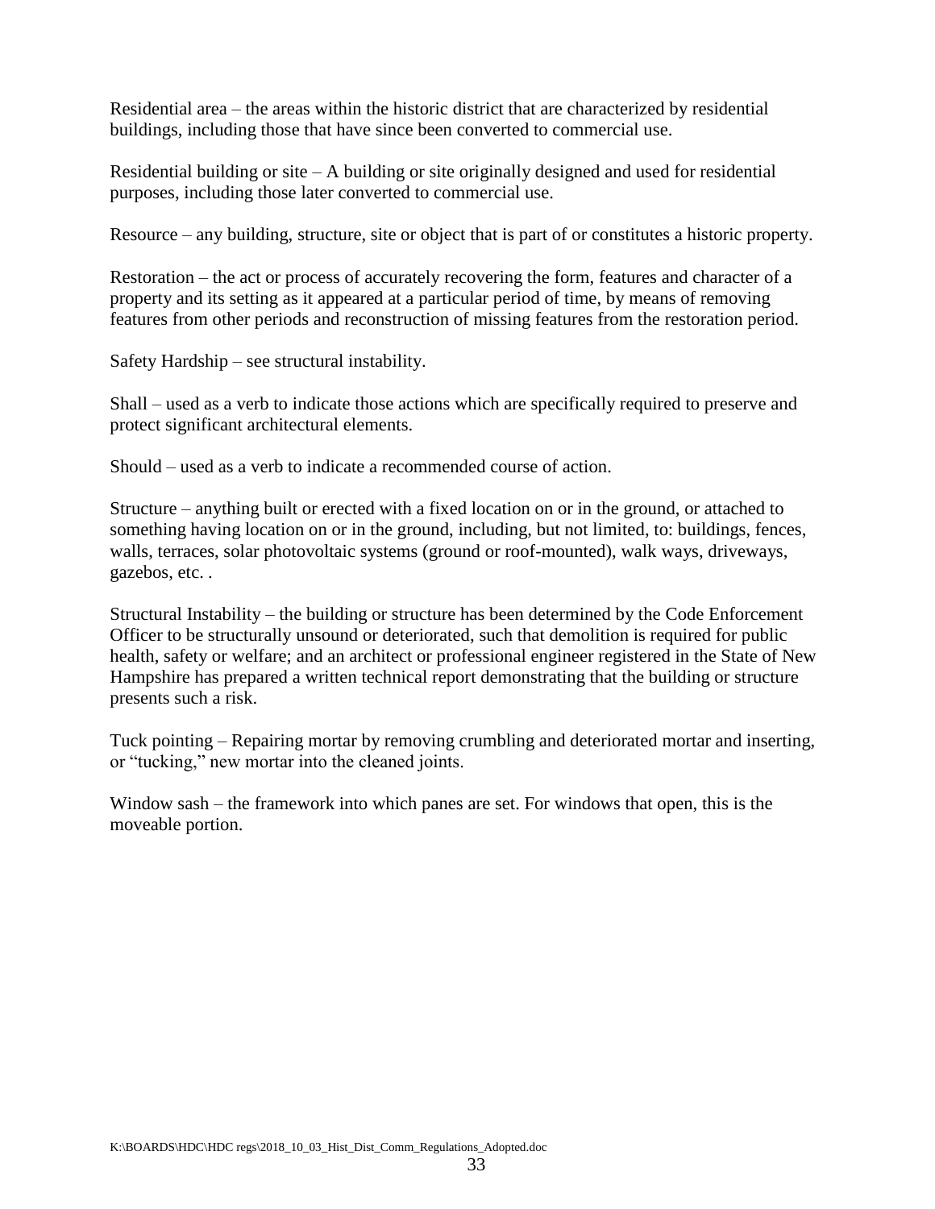Residential area – the areas within the historic district that are characterized by residential buildings, including those that have since been converted to commercial use.

Residential building or site – A building or site originally designed and used for residential purposes, including those later converted to commercial use.

Resource – any building, structure, site or object that is part of or constitutes a historic property.

Restoration – the act or process of accurately recovering the form, features and character of a property and its setting as it appeared at a particular period of time, by means of removing features from other periods and reconstruction of missing features from the restoration period.

Safety Hardship – see structural instability.

Shall – used as a verb to indicate those actions which are specifically required to preserve and protect significant architectural elements.

Should – used as a verb to indicate a recommended course of action.

Structure – anything built or erected with a fixed location on or in the ground, or attached to something having location on or in the ground, including, but not limited, to: buildings, fences, walls, terraces, solar photovoltaic systems (ground or roof-mounted), walk ways, driveways, gazebos, etc. .

Structural Instability – the building or structure has been determined by the Code Enforcement Officer to be structurally unsound or deteriorated, such that demolition is required for public health, safety or welfare; and an architect or professional engineer registered in the State of New Hampshire has prepared a written technical report demonstrating that the building or structure presents such a risk.

Tuck pointing – Repairing mortar by removing crumbling and deteriorated mortar and inserting, or "tucking," new mortar into the cleaned joints.

Window sash – the framework into which panes are set. For windows that open, this is the moveable portion.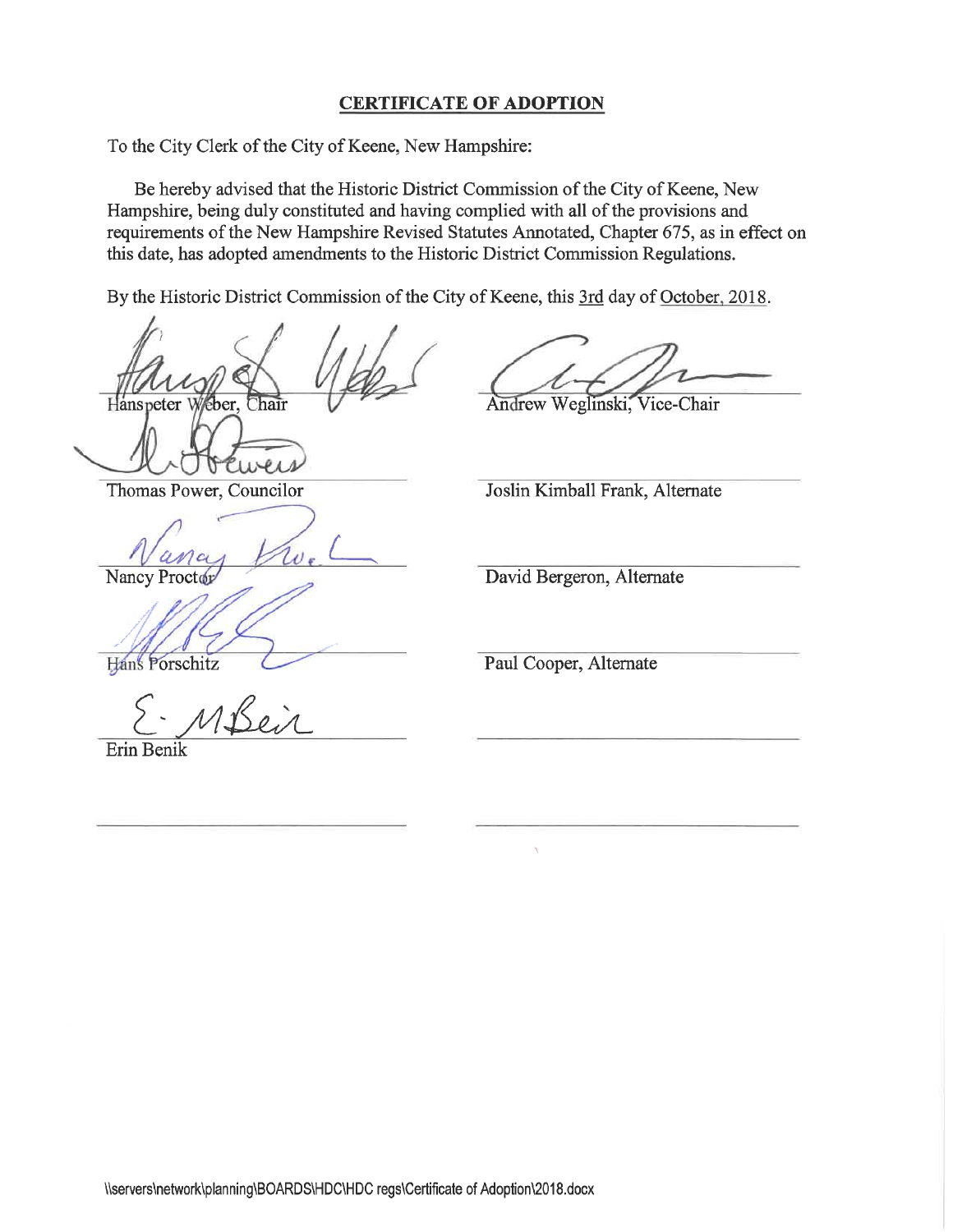## CERTIFICATE OF ADOPTION

To the City Clerk of the City of Keene, New Hampshire:

Be hereby advised that the Historic District Commission of the City of Keene, New Hampshire, being duly constituted and having complied with all of the provisions and requirements of the New Hampshire Revised Statutes Annotated, Chapter 675, as in effect on this date, has adopted amendments to the Historic District Commission Regulations.

By the Historic District Commission of the City of Keene, this 3rd day of October, 2018.

| | |
|---|---|
| Hanspeter Weber, Chair | Andrew Weglinski, Vice-Chair |
| Thomas Power, Councilor | Joslin Kimball Frank, Alternate |
| Nancy Proctor | David Bergeron, Alternate |
| Hans Porschitz | Paul Cooper, Alternate |
| Erin Benik | |

\\servers\network\planning\BOARDS\HDC\HDC regs\Certificate of Adoption\2018.docx